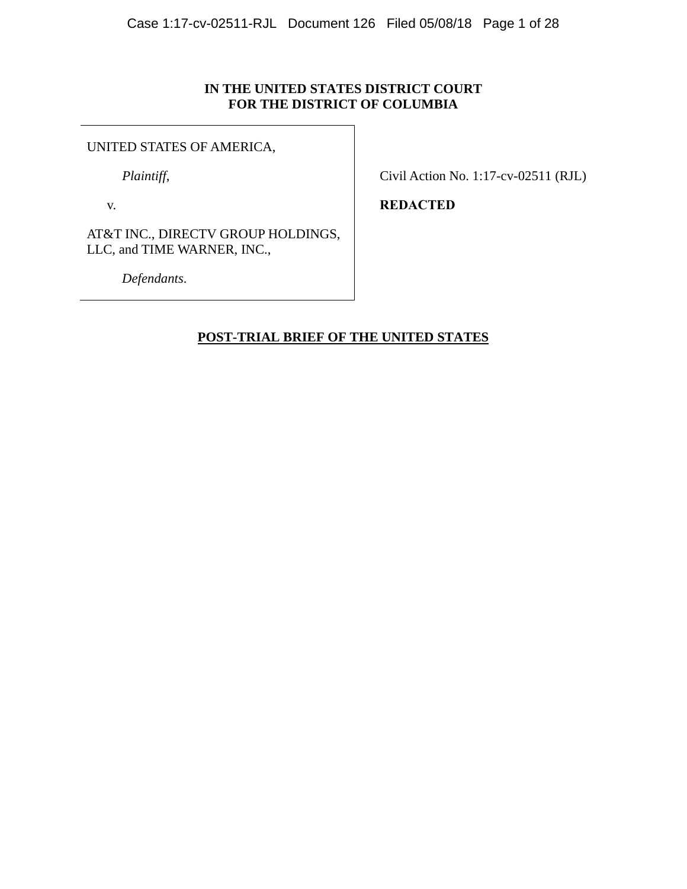**IN THE UNITED STATES DISTRICT COURT**
**FOR THE DISTRICT OF COLUMBIA**

| | |
|---|---|
| UNITED STATES OF AMERICA, | |
| *Plaintiff*, | Civil Action No. 1:17-cv-02511 (RJL) |
| v. | **REDACTED** |
| AT&T INC., DIRECTV GROUP HOLDINGS, LLC, and TIME WARNER, INC., | |
| *Defendants*. | |

# POST-TRIAL BRIEF OF THE UNITED STATES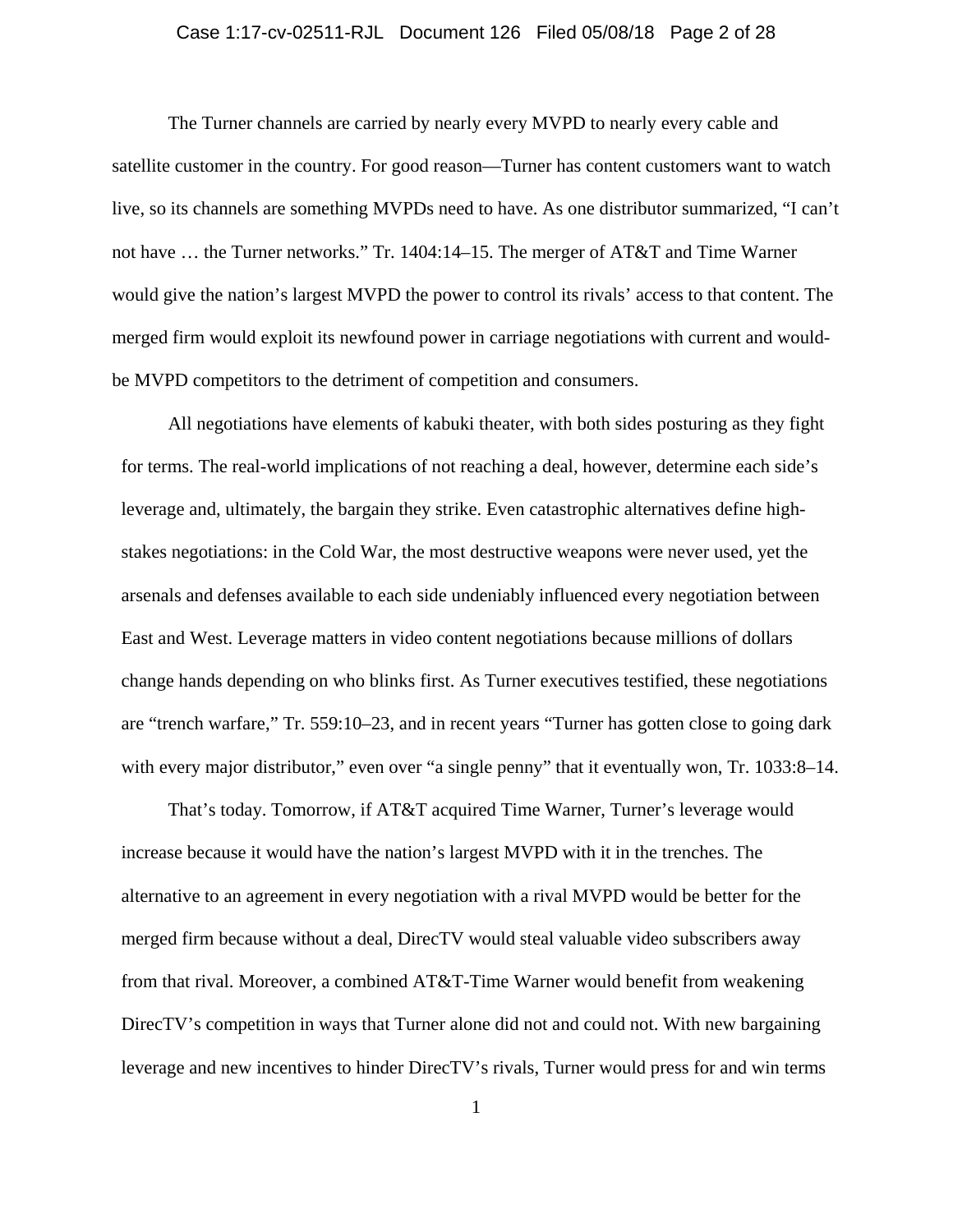The Turner channels are carried by nearly every MVPD to nearly every cable and satellite customer in the country. For good reason—Turner has content customers want to watch live, so its channels are something MVPDs need to have. As one distributor summarized, "I can't not have … the Turner networks." Tr. 1404:14–15. The merger of AT&T and Time Warner would give the nation's largest MVPD the power to control its rivals' access to that content. The merged firm would exploit its newfound power in carriage negotiations with current and would-be MVPD competitors to the detriment of competition and consumers.

All negotiations have elements of kabuki theater, with both sides posturing as they fight for terms. The real-world implications of not reaching a deal, however, determine each side's leverage and, ultimately, the bargain they strike. Even catastrophic alternatives define high-stakes negotiations: in the Cold War, the most destructive weapons were never used, yet the arsenals and defenses available to each side undeniably influenced every negotiation between East and West. Leverage matters in video content negotiations because millions of dollars change hands depending on who blinks first. As Turner executives testified, these negotiations are "trench warfare," Tr. 559:10–23, and in recent years "Turner has gotten close to going dark with every major distributor," even over "a single penny" that it eventually won, Tr. 1033:8–14.

That's today. Tomorrow, if AT&T acquired Time Warner, Turner's leverage would increase because it would have the nation's largest MVPD with it in the trenches. The alternative to an agreement in every negotiation with a rival MVPD would be better for the merged firm because without a deal, DirecTV would steal valuable video subscribers away from that rival. Moreover, a combined AT&T-Time Warner would benefit from weakening DirecTV's competition in ways that Turner alone did not and could not. With new bargaining leverage and new incentives to hinder DirecTV's rivals, Turner would press for and win terms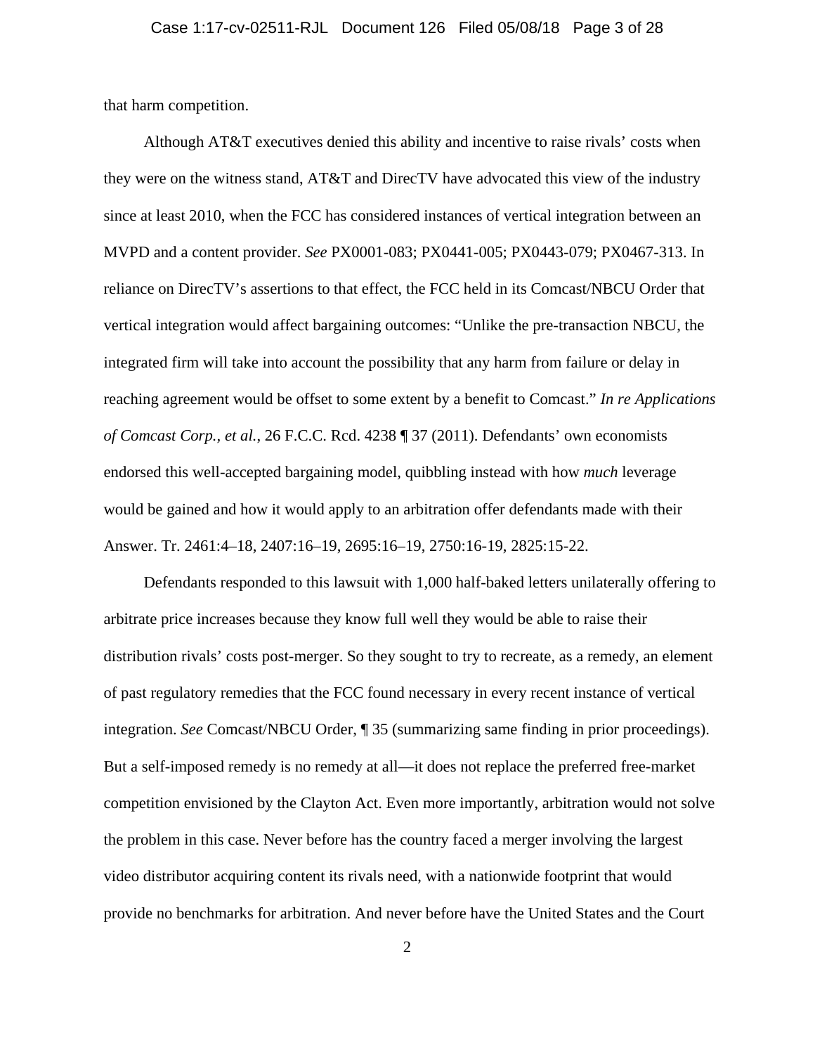that harm competition.

Although AT&T executives denied this ability and incentive to raise rivals' costs when they were on the witness stand, AT&T and DirecTV have advocated this view of the industry since at least 2010, when the FCC has considered instances of vertical integration between an MVPD and a content provider. *See* PX0001-083; PX0441-005; PX0443-079; PX0467-313. In reliance on DirecTV's assertions to that effect, the FCC held in its Comcast/NBCU Order that vertical integration would affect bargaining outcomes: "Unlike the pre-transaction NBCU, the integrated firm will take into account the possibility that any harm from failure or delay in reaching agreement would be offset to some extent by a benefit to Comcast." *In re Applications of Comcast Corp., et al.*, 26 F.C.C. Rcd. 4238 ¶ 37 (2011). Defendants' own economists endorsed this well-accepted bargaining model, quibbling instead with how *much* leverage would be gained and how it would apply to an arbitration offer defendants made with their Answer. Tr. 2461:4–18, 2407:16–19, 2695:16–19, 2750:16-19, 2825:15-22.

Defendants responded to this lawsuit with 1,000 half-baked letters unilaterally offering to arbitrate price increases because they know full well they would be able to raise their distribution rivals' costs post-merger. So they sought to try to recreate, as a remedy, an element of past regulatory remedies that the FCC found necessary in every recent instance of vertical integration. *See* Comcast/NBCU Order, ¶ 35 (summarizing same finding in prior proceedings). But a self-imposed remedy is no remedy at all—it does not replace the preferred free-market competition envisioned by the Clayton Act. Even more importantly, arbitration would not solve the problem in this case. Never before has the country faced a merger involving the largest video distributor acquiring content its rivals need, with a nationwide footprint that would provide no benchmarks for arbitration. And never before have the United States and the Court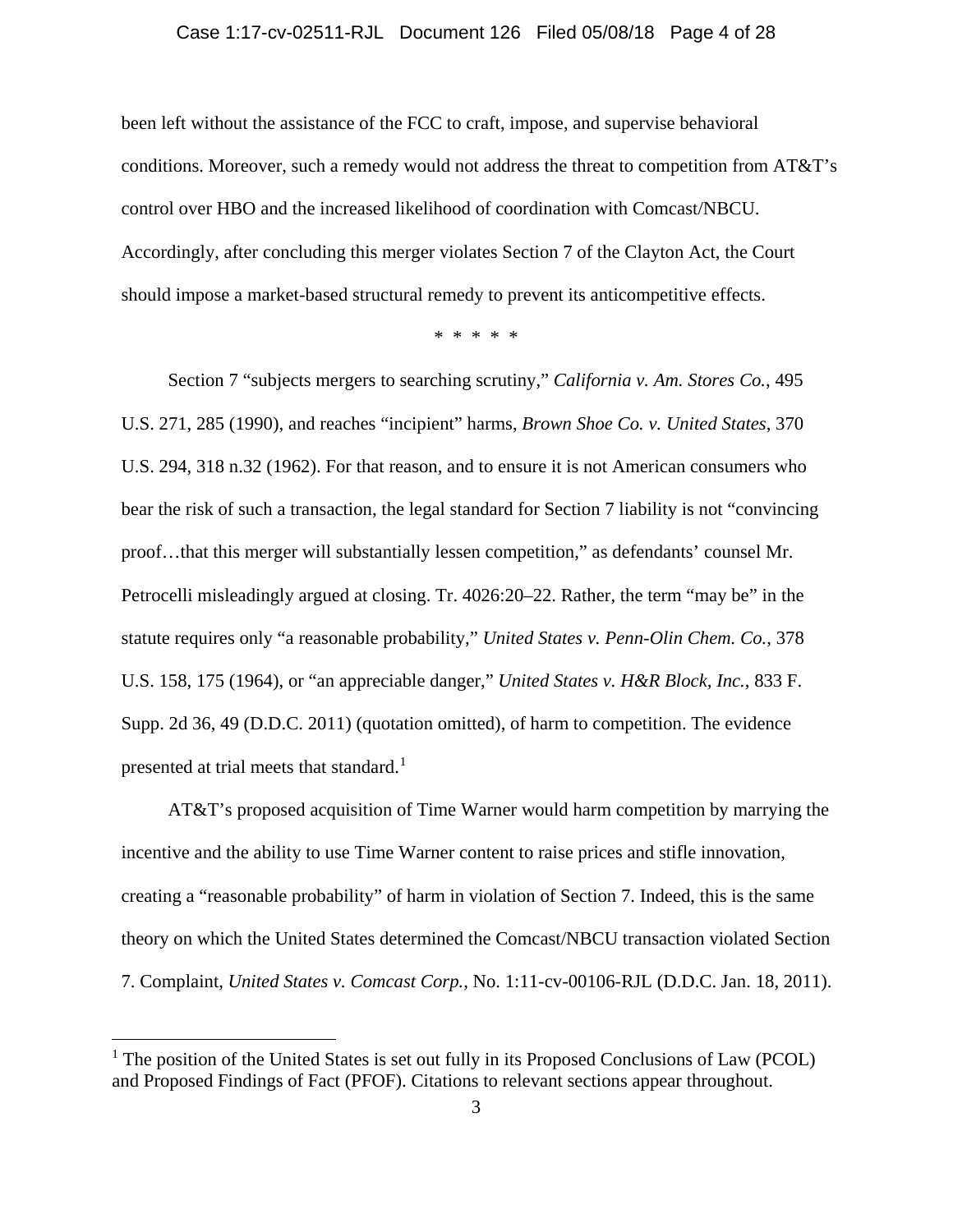been left without the assistance of the FCC to craft, impose, and supervise behavioral conditions. Moreover, such a remedy would not address the threat to competition from AT&T's control over HBO and the increased likelihood of coordination with Comcast/NBCU. Accordingly, after concluding this merger violates Section 7 of the Clayton Act, the Court should impose a market-based structural remedy to prevent its anticompetitive effects.

\* \* \* \* \*

Section 7 "subjects mergers to searching scrutiny," *California v. Am. Stores Co.*, 495 U.S. 271, 285 (1990), and reaches "incipient" harms, *Brown Shoe Co. v. United States*, 370 U.S. 294, 318 n.32 (1962). For that reason, and to ensure it is not American consumers who bear the risk of such a transaction, the legal standard for Section 7 liability is not "convincing proof…that this merger will substantially lessen competition," as defendants' counsel Mr. Petrocelli misleadingly argued at closing. Tr. 4026:20–22. Rather, the term "may be" in the statute requires only "a reasonable probability," *United States v. Penn-Olin Chem. Co.*, 378 U.S. 158, 175 (1964), or "an appreciable danger," *United States v. H&R Block, Inc.*, 833 F. Supp. 2d 36, 49 (D.D.C. 2011) (quotation omitted), of harm to competition. The evidence presented at trial meets that standard.[1]

AT&T's proposed acquisition of Time Warner would harm competition by marrying the incentive and the ability to use Time Warner content to raise prices and stifle innovation, creating a "reasonable probability" of harm in violation of Section 7. Indeed, this is the same theory on which the United States determined the Comcast/NBCU transaction violated Section 7. Complaint, *United States v. Comcast Corp.*, No. 1:11-cv-00106-RJL (D.D.C. Jan. 18, 2011).

---

[1] The position of the United States is set out fully in its Proposed Conclusions of Law (PCOL) and Proposed Findings of Fact (PFOF). Citations to relevant sections appear throughout.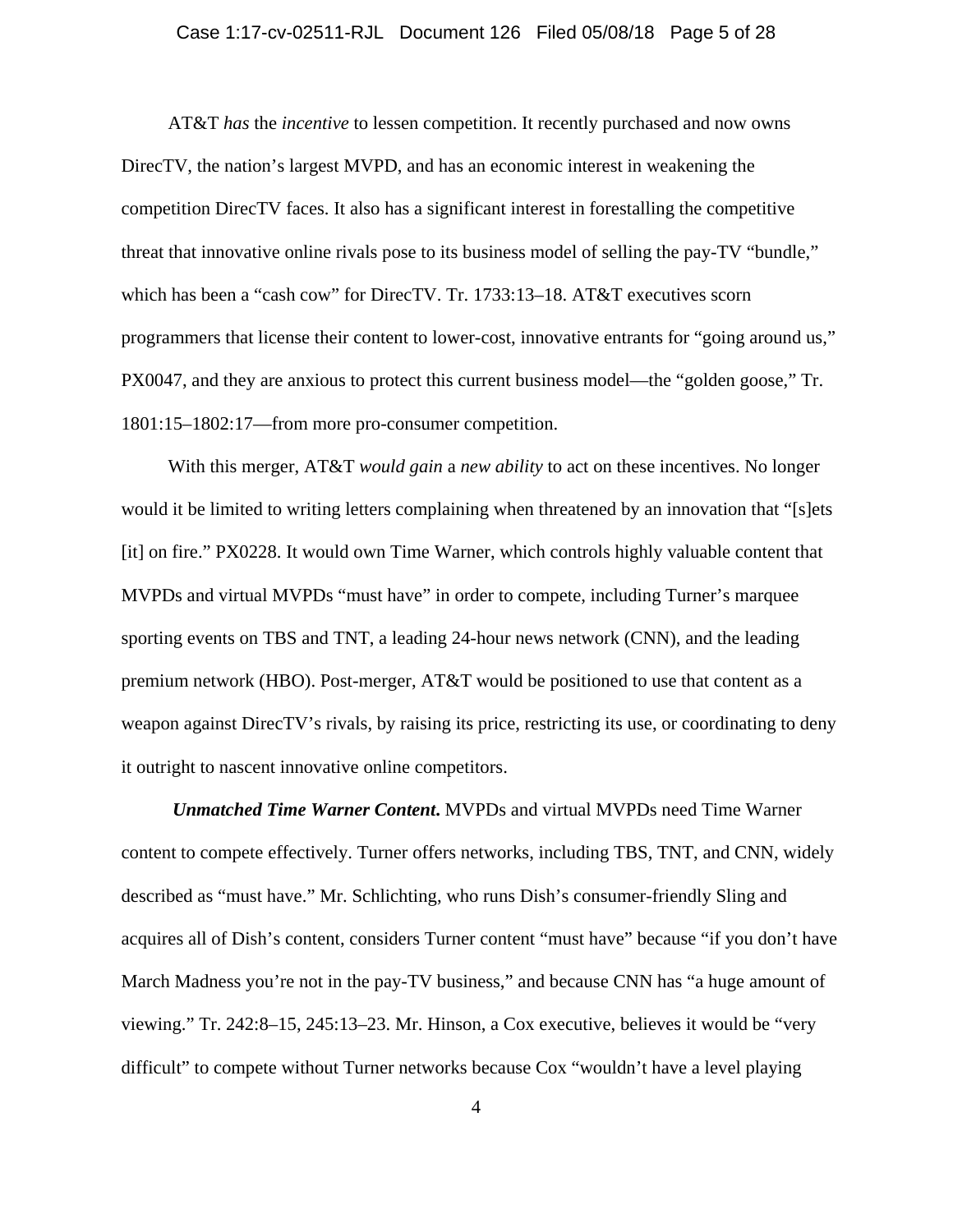AT&T *has* the *incentive* to lessen competition. It recently purchased and now owns DirecTV, the nation's largest MVPD, and has an economic interest in weakening the competition DirecTV faces. It also has a significant interest in forestalling the competitive threat that innovative online rivals pose to its business model of selling the pay-TV "bundle," which has been a "cash cow" for DirecTV. Tr. 1733:13–18. AT&T executives scorn programmers that license their content to lower-cost, innovative entrants for "going around us," PX0047, and they are anxious to protect this current business model—the "golden goose," Tr. 1801:15–1802:17—from more pro-consumer competition.

With this merger, AT&T *would gain* a *new ability* to act on these incentives. No longer would it be limited to writing letters complaining when threatened by an innovation that "[s]ets [it] on fire." PX0228. It would own Time Warner, which controls highly valuable content that MVPDs and virtual MVPDs "must have" in order to compete, including Turner's marquee sporting events on TBS and TNT, a leading 24-hour news network (CNN), and the leading premium network (HBO). Post-merger, AT&T would be positioned to use that content as a weapon against DirecTV's rivals, by raising its price, restricting its use, or coordinating to deny it outright to nascent innovative online competitors.

***Unmatched Time Warner Content.*** MVPDs and virtual MVPDs need Time Warner content to compete effectively. Turner offers networks, including TBS, TNT, and CNN, widely described as "must have." Mr. Schlichting, who runs Dish's consumer-friendly Sling and acquires all of Dish's content, considers Turner content "must have" because "if you don't have March Madness you're not in the pay-TV business," and because CNN has "a huge amount of viewing." Tr. 242:8–15, 245:13–23. Mr. Hinson, a Cox executive, believes it would be "very difficult" to compete without Turner networks because Cox "wouldn't have a level playing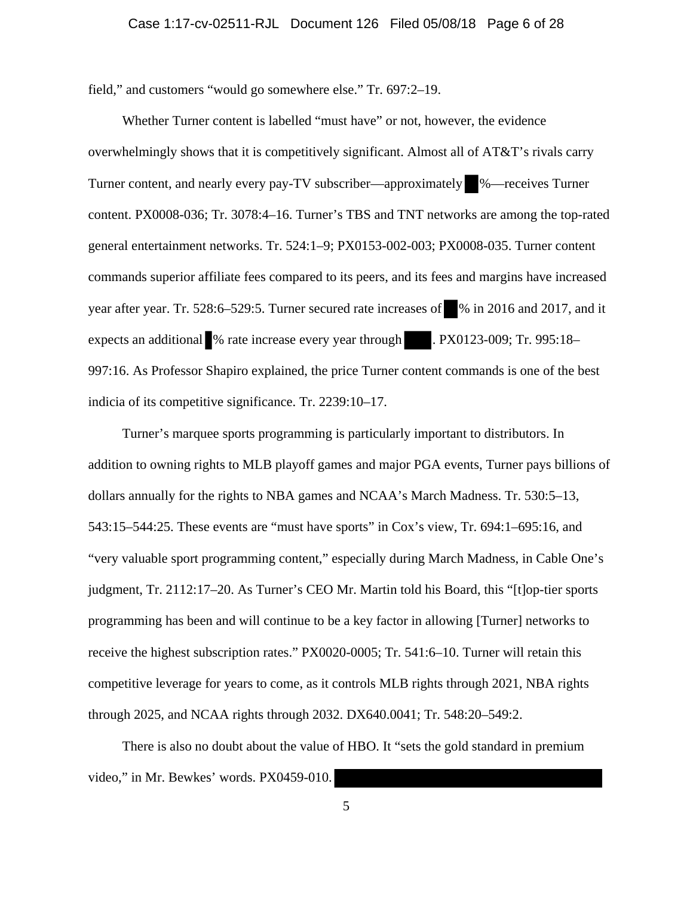field," and customers "would go somewhere else." Tr. 697:2–19.

Whether Turner content is labelled "must have" or not, however, the evidence overwhelmingly shows that it is competitively significant. Almost all of AT&T's rivals carry Turner content, and nearly every pay-TV subscriber—approximately ██%—receives Turner content. PX0008-036; Tr. 3078:4–16. Turner's TBS and TNT networks are among the top-rated general entertainment networks. Tr. 524:1–9; PX0153-002-003; PX0008-035. Turner content commands superior affiliate fees compared to its peers, and its fees and margins have increased year after year. Tr. 528:6–529:5. Turner secured rate increases of ██% in 2016 and 2017, and it expects an additional █% rate increase every year through ████. PX0123-009; Tr. 995:18–997:16. As Professor Shapiro explained, the price Turner content commands is one of the best indicia of its competitive significance. Tr. 2239:10–17.

Turner's marquee sports programming is particularly important to distributors. In addition to owning rights to MLB playoff games and major PGA events, Turner pays billions of dollars annually for the rights to NBA games and NCAA's March Madness. Tr. 530:5–13, 543:15–544:25. These events are "must have sports" in Cox's view, Tr. 694:1–695:16, and "very valuable sport programming content," especially during March Madness, in Cable One's judgment, Tr. 2112:17–20. As Turner's CEO Mr. Martin told his Board, this "[t]op-tier sports programming has been and will continue to be a key factor in allowing [Turner] networks to receive the highest subscription rates." PX0020-0005; Tr. 541:6–10. Turner will retain this competitive leverage for years to come, as it controls MLB rights through 2021, NBA rights through 2025, and NCAA rights through 2032. DX640.0041; Tr. 548:20–549:2.

There is also no doubt about the value of HBO. It "sets the gold standard in premium video," in Mr. Bewkes' words. PX0459-010. ████████████████████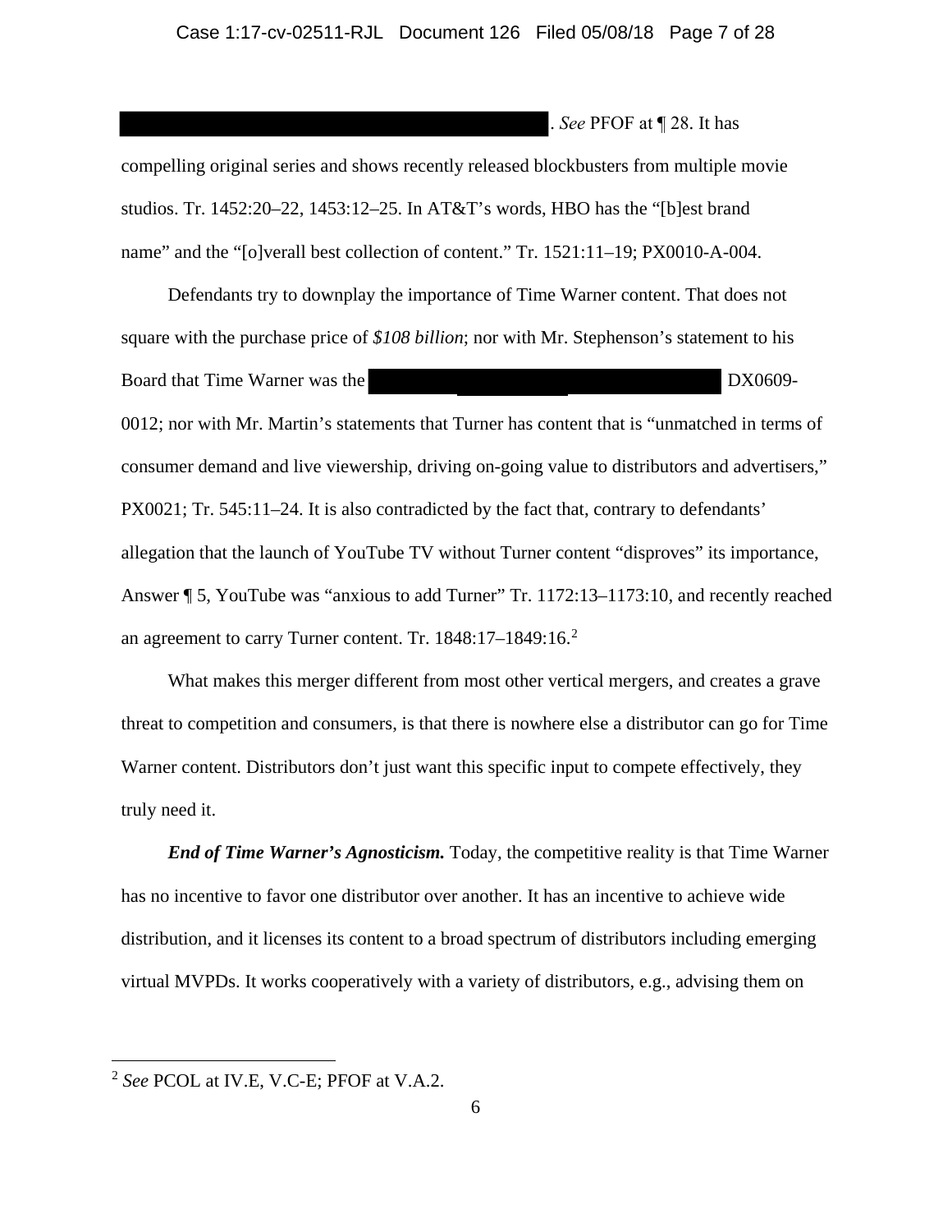[REDACTED]. *See* PFOF at ¶ 28. It has compelling original series and shows recently released blockbusters from multiple movie studios. Tr. 1452:20–22, 1453:12–25. In AT&T's words, HBO has the "[b]est brand name" and the "[o]verall best collection of content." Tr. 1521:11–19; PX0010-A-004.

Defendants try to downplay the importance of Time Warner content. That does not square with the purchase price of *$108 billion*; nor with Mr. Stephenson's statement to his Board that Time Warner was the [REDACTED] DX0609-0012; nor with Mr. Martin's statements that Turner has content that is "unmatched in terms of consumer demand and live viewership, driving on-going value to distributors and advertisers," PX0021; Tr. 545:11–24. It is also contradicted by the fact that, contrary to defendants' allegation that the launch of YouTube TV without Turner content "disproves" its importance, Answer ¶ 5, YouTube was "anxious to add Turner" Tr. 1172:13–1173:10, and recently reached an agreement to carry Turner content. Tr. 1848:17–1849:16.[2]

What makes this merger different from most other vertical mergers, and creates a grave threat to competition and consumers, is that there is nowhere else a distributor can go for Time Warner content. Distributors don't just want this specific input to compete effectively, they truly need it.

***End of Time Warner's Agnosticism.*** Today, the competitive reality is that Time Warner has no incentive to favor one distributor over another. It has an incentive to achieve wide distribution, and it licenses its content to a broad spectrum of distributors including emerging virtual MVPDs. It works cooperatively with a variety of distributors, e.g., advising them on

---

[2] *See* PCOL at IV.E, V.C-E; PFOF at V.A.2.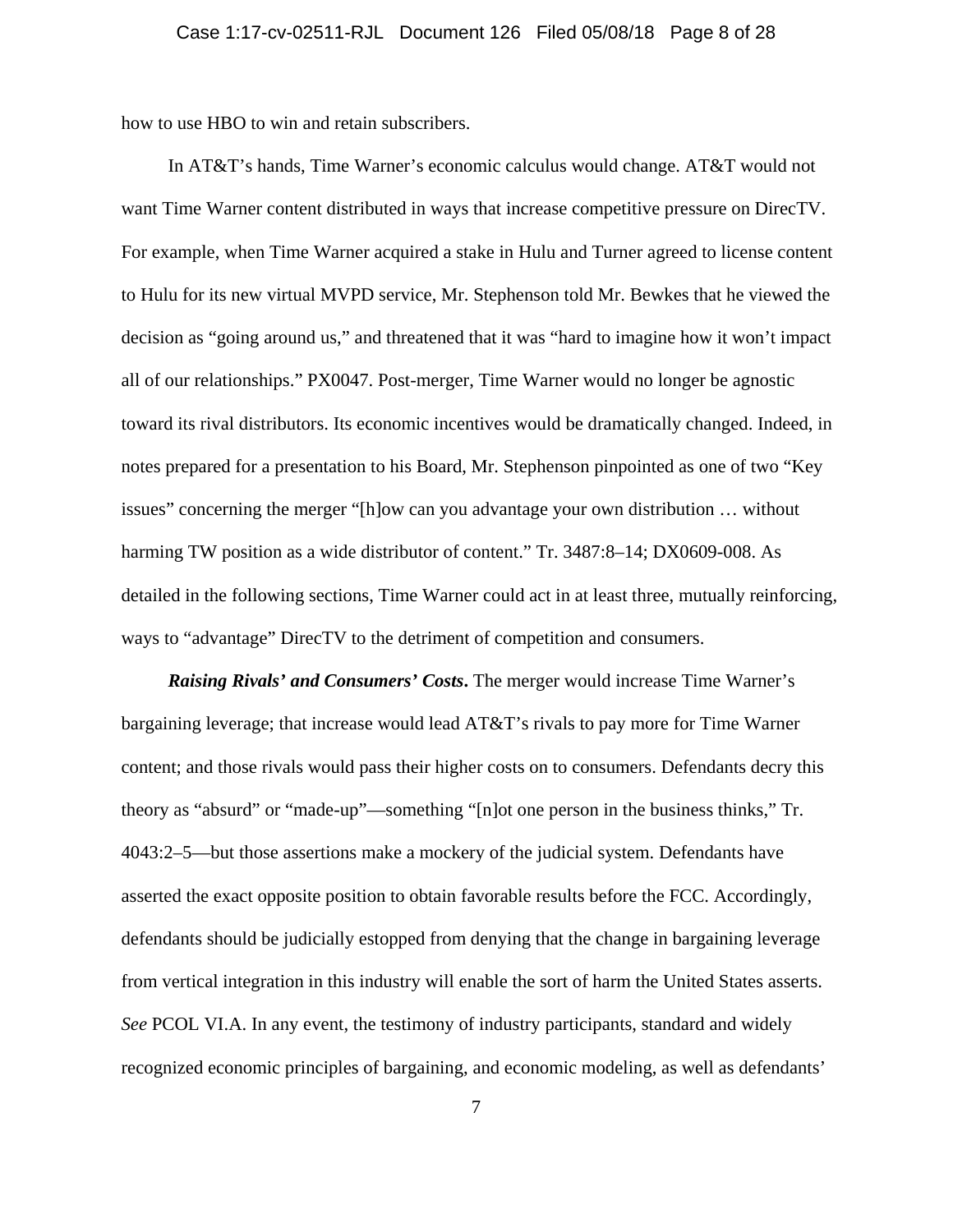how to use HBO to win and retain subscribers.

In AT&T's hands, Time Warner's economic calculus would change. AT&T would not want Time Warner content distributed in ways that increase competitive pressure on DirecTV. For example, when Time Warner acquired a stake in Hulu and Turner agreed to license content to Hulu for its new virtual MVPD service, Mr. Stephenson told Mr. Bewkes that he viewed the decision as "going around us," and threatened that it was "hard to imagine how it won't impact all of our relationships." PX0047. Post-merger, Time Warner would no longer be agnostic toward its rival distributors. Its economic incentives would be dramatically changed. Indeed, in notes prepared for a presentation to his Board, Mr. Stephenson pinpointed as one of two "Key issues" concerning the merger "[h]ow can you advantage your own distribution … without harming TW position as a wide distributor of content." Tr. 3487:8–14; DX0609-008. As detailed in the following sections, Time Warner could act in at least three, mutually reinforcing, ways to "advantage" DirecTV to the detriment of competition and consumers.

***Raising Rivals' and Consumers' Costs*.** The merger would increase Time Warner's bargaining leverage; that increase would lead AT&T's rivals to pay more for Time Warner content; and those rivals would pass their higher costs on to consumers. Defendants decry this theory as "absurd" or "made-up"—something "[n]ot one person in the business thinks," Tr. 4043:2–5—but those assertions make a mockery of the judicial system. Defendants have asserted the exact opposite position to obtain favorable results before the FCC. Accordingly, defendants should be judicially estopped from denying that the change in bargaining leverage from vertical integration in this industry will enable the sort of harm the United States asserts. *See* PCOL VI.A. In any event, the testimony of industry participants, standard and widely recognized economic principles of bargaining, and economic modeling, as well as defendants'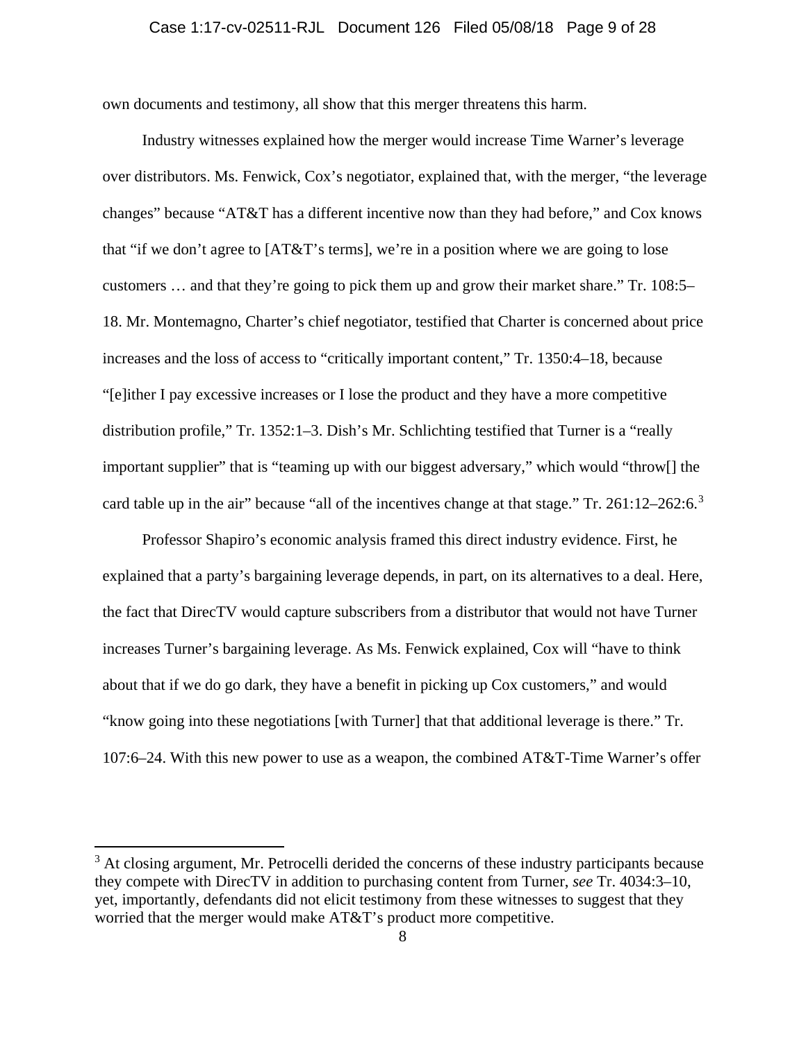own documents and testimony, all show that this merger threatens this harm.

Industry witnesses explained how the merger would increase Time Warner's leverage over distributors. Ms. Fenwick, Cox's negotiator, explained that, with the merger, "the leverage changes" because "AT&T has a different incentive now than they had before," and Cox knows that "if we don't agree to [AT&T's terms], we're in a position where we are going to lose customers … and that they're going to pick them up and grow their market share." Tr. 108:5–18. Mr. Montemagno, Charter's chief negotiator, testified that Charter is concerned about price increases and the loss of access to "critically important content," Tr. 1350:4–18, because "[e]ither I pay excessive increases or I lose the product and they have a more competitive distribution profile," Tr. 1352:1–3. Dish's Mr. Schlichting testified that Turner is a "really important supplier" that is "teaming up with our biggest adversary," which would "throw[] the card table up in the air" because "all of the incentives change at that stage." Tr. 261:12–262:6.[3]

Professor Shapiro's economic analysis framed this direct industry evidence. First, he explained that a party's bargaining leverage depends, in part, on its alternatives to a deal. Here, the fact that DirecTV would capture subscribers from a distributor that would not have Turner increases Turner's bargaining leverage. As Ms. Fenwick explained, Cox will "have to think about that if we do go dark, they have a benefit in picking up Cox customers," and would "know going into these negotiations [with Turner] that that additional leverage is there." Tr. 107:6–24. With this new power to use as a weapon, the combined AT&T-Time Warner's offer

[3] At closing argument, Mr. Petrocelli derided the concerns of these industry participants because they compete with DirecTV in addition to purchasing content from Turner, *see* Tr. 4034:3–10, yet, importantly, defendants did not elicit testimony from these witnesses to suggest that they worried that the merger would make AT&T's product more competitive.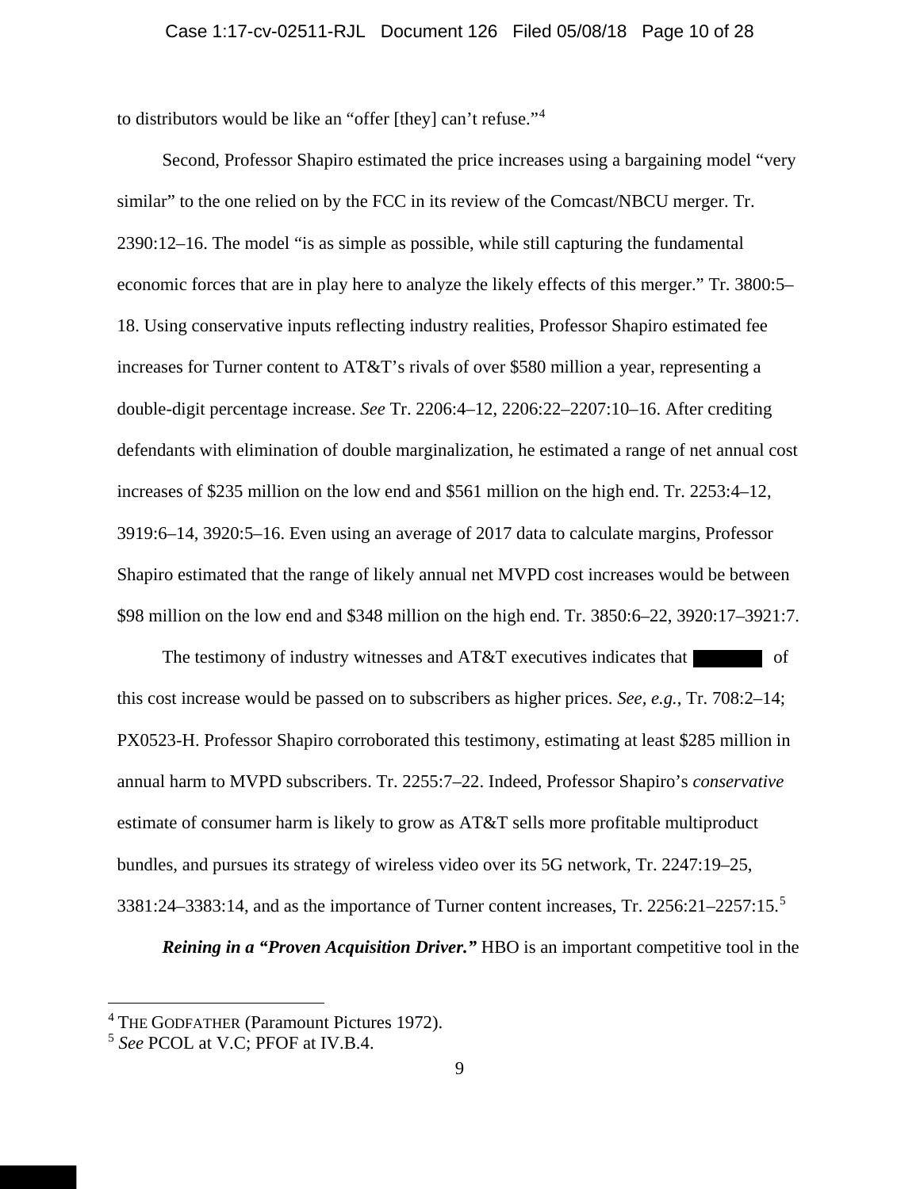to distributors would be like an "offer [they] can't refuse."[4]

Second, Professor Shapiro estimated the price increases using a bargaining model "very similar" to the one relied on by the FCC in its review of the Comcast/NBCU merger. Tr. 2390:12–16. The model "is as simple as possible, while still capturing the fundamental economic forces that are in play here to analyze the likely effects of this merger." Tr. 3800:5–18. Using conservative inputs reflecting industry realities, Professor Shapiro estimated fee increases for Turner content to AT&T's rivals of over $580 million a year, representing a double-digit percentage increase. *See* Tr. 2206:4–12, 2206:22–2207:10–16. After crediting defendants with elimination of double marginalization, he estimated a range of net annual cost increases of $235 million on the low end and $561 million on the high end. Tr. 2253:4–12, 3919:6–14, 3920:5–16. Even using an average of 2017 data to calculate margins, Professor Shapiro estimated that the range of likely annual net MVPD cost increases would be between $98 million on the low end and $348 million on the high end. Tr. 3850:6–22, 3920:17–3921:7.

The testimony of industry witnesses and AT&T executives indicates that [REDACTED] of this cost increase would be passed on to subscribers as higher prices. *See, e.g.*, Tr. 708:2–14; PX0523-H. Professor Shapiro corroborated this testimony, estimating at least $285 million in annual harm to MVPD subscribers. Tr. 2255:7–22. Indeed, Professor Shapiro's *conservative* estimate of consumer harm is likely to grow as AT&T sells more profitable multiproduct bundles, and pursues its strategy of wireless video over its 5G network, Tr. 2247:19–25, 3381:24–3383:14, and as the importance of Turner content increases, Tr. 2256:21–2257:15.[5]

***Reining in a "Proven Acquisition Driver."*** HBO is an important competitive tool in the

---

[4] THE GODFATHER (Paramount Pictures 1972).

[5] *See* PCOL at V.C; PFOF at IV.B.4.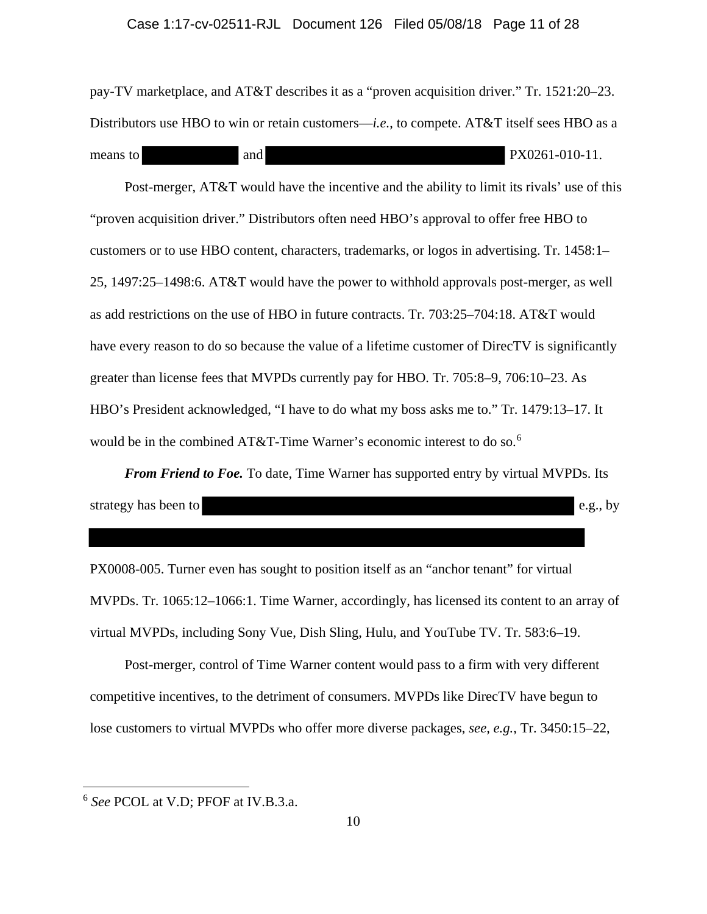pay-TV marketplace, and AT&T describes it as a "proven acquisition driver." Tr. 1521:20–23. Distributors use HBO to win or retain customers—*i.e.*, to compete. AT&T itself sees HBO as a means to ██████████ and ████████████████████████ PX0261-010-11.

Post-merger, AT&T would have the incentive and the ability to limit its rivals' use of this "proven acquisition driver." Distributors often need HBO's approval to offer free HBO to customers or to use HBO content, characters, trademarks, or logos in advertising. Tr. 1458:1–25, 1497:25–1498:6. AT&T would have the power to withhold approvals post-merger, as well as add restrictions on the use of HBO in future contracts. Tr. 703:25–704:18. AT&T would have every reason to do so because the value of a lifetime customer of DirecTV is significantly greater than license fees that MVPDs currently pay for HBO. Tr. 705:8–9, 706:10–23. As HBO's President acknowledged, "I have to do what my boss asks me to." Tr. 1479:13–17. It would be in the combined AT&T-Time Warner's economic interest to do so.[6]

***From Friend to Foe.*** To date, Time Warner has supported entry by virtual MVPDs. Its strategy has been to ████████████████████████████████████ e.g., by ████████████████████████████████████████████████ PX0008-005. Turner even has sought to position itself as an "anchor tenant" for virtual MVPDs. Tr. 1065:12–1066:1. Time Warner, accordingly, has licensed its content to an array of virtual MVPDs, including Sony Vue, Dish Sling, Hulu, and YouTube TV. Tr. 583:6–19.

Post-merger, control of Time Warner content would pass to a firm with very different competitive incentives, to the detriment of consumers. MVPDs like DirecTV have begun to lose customers to virtual MVPDs who offer more diverse packages, *see*, *e.g.*, Tr. 3450:15–22,

---

[6] *See* PCOL at V.D; PFOF at IV.B.3.a.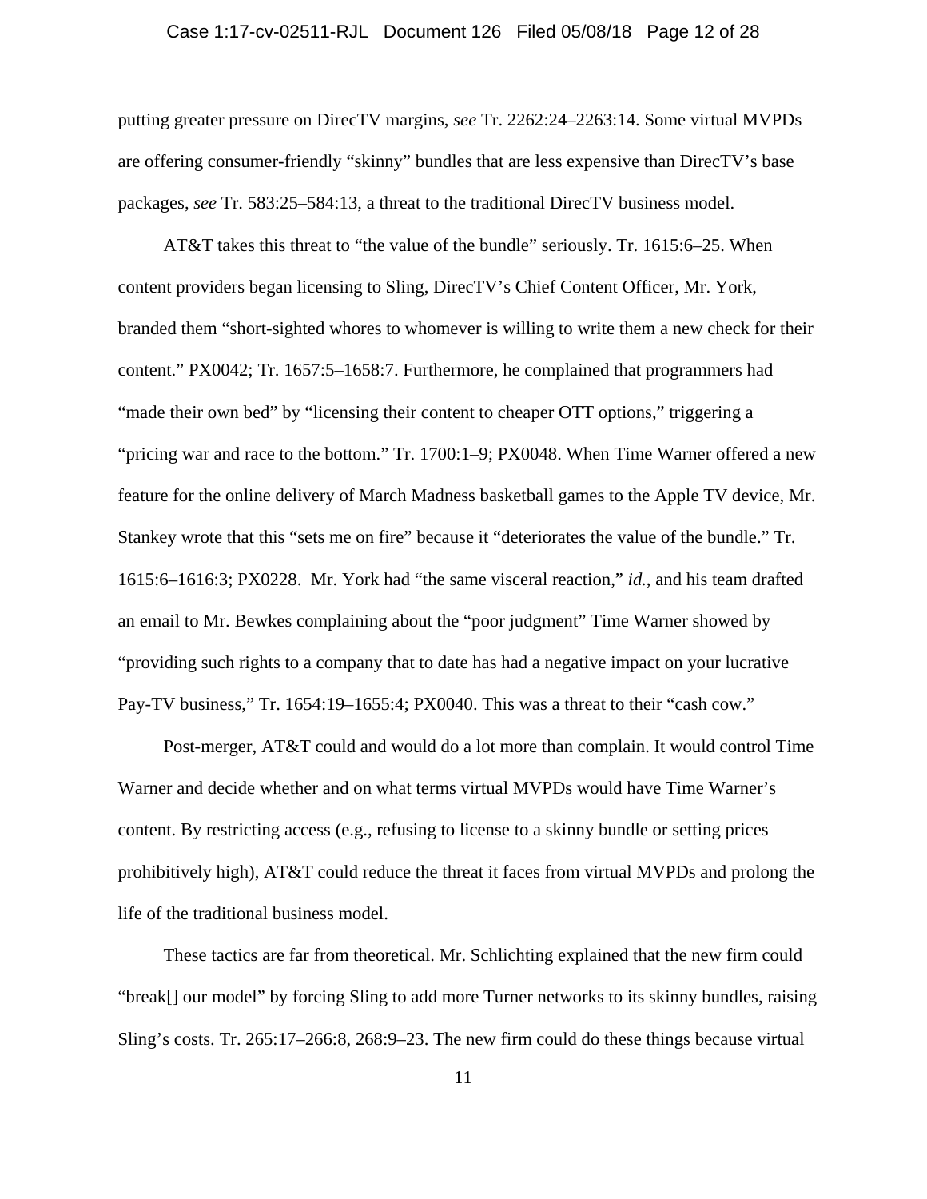putting greater pressure on DirecTV margins, *see* Tr. 2262:24–2263:14. Some virtual MVPDs are offering consumer-friendly "skinny" bundles that are less expensive than DirecTV's base packages, *see* Tr. 583:25–584:13, a threat to the traditional DirecTV business model.

AT&T takes this threat to "the value of the bundle" seriously. Tr. 1615:6–25. When content providers began licensing to Sling, DirecTV's Chief Content Officer, Mr. York, branded them "short-sighted whores to whomever is willing to write them a new check for their content." PX0042; Tr. 1657:5–1658:7. Furthermore, he complained that programmers had "made their own bed" by "licensing their content to cheaper OTT options," triggering a "pricing war and race to the bottom." Tr. 1700:1–9; PX0048. When Time Warner offered a new feature for the online delivery of March Madness basketball games to the Apple TV device, Mr. Stankey wrote that this "sets me on fire" because it "deteriorates the value of the bundle." Tr. 1615:6–1616:3; PX0228. Mr. York had "the same visceral reaction," *id.*, and his team drafted an email to Mr. Bewkes complaining about the "poor judgment" Time Warner showed by "providing such rights to a company that to date has had a negative impact on your lucrative Pay-TV business," Tr. 1654:19–1655:4; PX0040. This was a threat to their "cash cow."

Post-merger, AT&T could and would do a lot more than complain. It would control Time Warner and decide whether and on what terms virtual MVPDs would have Time Warner's content. By restricting access (e.g., refusing to license to a skinny bundle or setting prices prohibitively high), AT&T could reduce the threat it faces from virtual MVPDs and prolong the life of the traditional business model.

These tactics are far from theoretical. Mr. Schlichting explained that the new firm could "break[] our model" by forcing Sling to add more Turner networks to its skinny bundles, raising Sling's costs. Tr. 265:17–266:8, 268:9–23. The new firm could do these things because virtual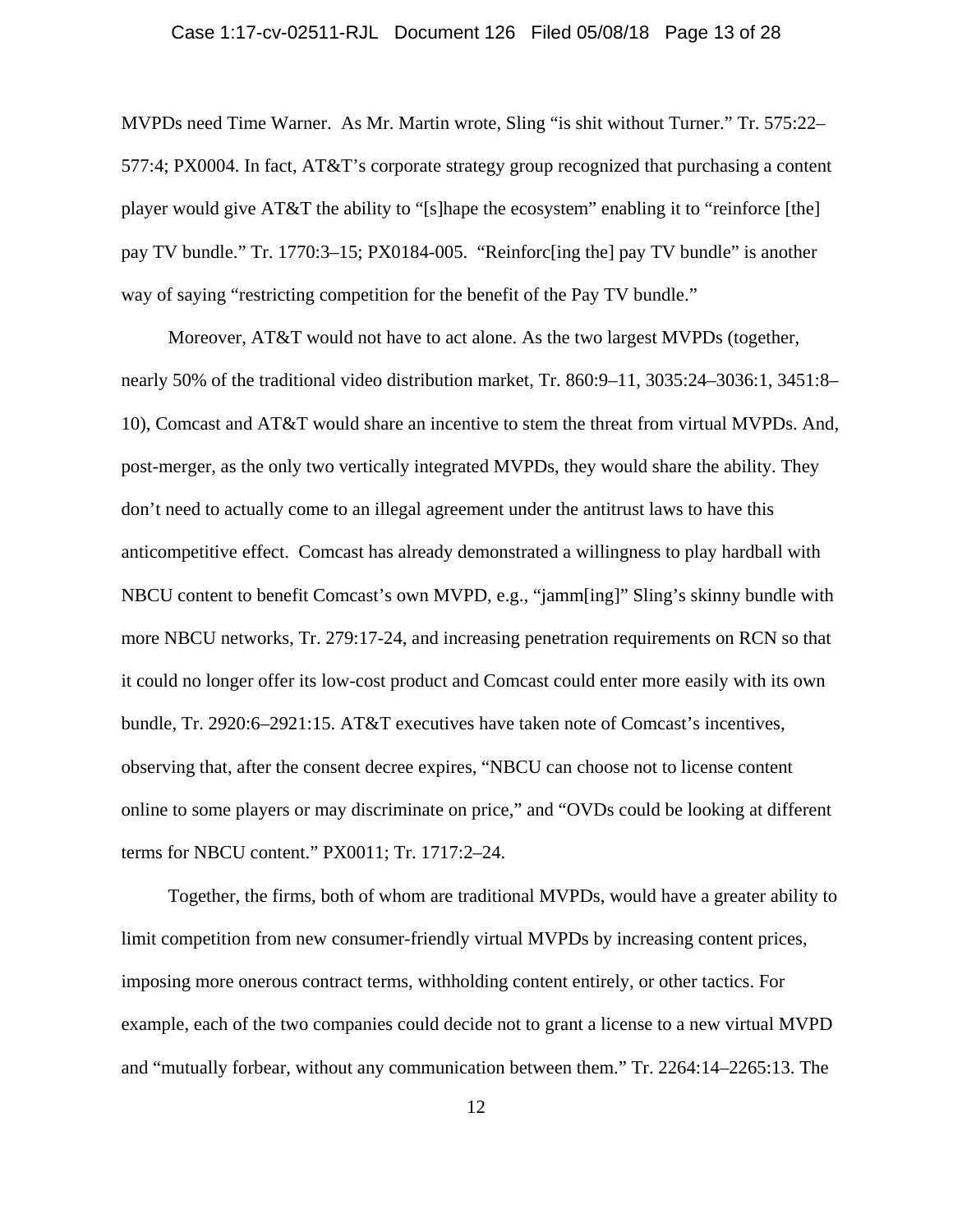MVPDs need Time Warner. As Mr. Martin wrote, Sling "is shit without Turner." Tr. 575:22–577:4; PX0004. In fact, AT&T's corporate strategy group recognized that purchasing a content player would give AT&T the ability to "[s]hape the ecosystem" enabling it to "reinforce [the] pay TV bundle." Tr. 1770:3–15; PX0184-005. "Reinforc[ing the] pay TV bundle" is another way of saying "restricting competition for the benefit of the Pay TV bundle."

Moreover, AT&T would not have to act alone. As the two largest MVPDs (together, nearly 50% of the traditional video distribution market, Tr. 860:9–11, 3035:24–3036:1, 3451:8–10), Comcast and AT&T would share an incentive to stem the threat from virtual MVPDs. And, post-merger, as the only two vertically integrated MVPDs, they would share the ability. They don't need to actually come to an illegal agreement under the antitrust laws to have this anticompetitive effect. Comcast has already demonstrated a willingness to play hardball with NBCU content to benefit Comcast's own MVPD, e.g., "jamm[ing]" Sling's skinny bundle with more NBCU networks, Tr. 279:17-24, and increasing penetration requirements on RCN so that it could no longer offer its low-cost product and Comcast could enter more easily with its own bundle, Tr. 2920:6–2921:15. AT&T executives have taken note of Comcast's incentives, observing that, after the consent decree expires, "NBCU can choose not to license content online to some players or may discriminate on price," and "OVDs could be looking at different terms for NBCU content." PX0011; Tr. 1717:2–24.

Together, the firms, both of whom are traditional MVPDs, would have a greater ability to limit competition from new consumer-friendly virtual MVPDs by increasing content prices, imposing more onerous contract terms, withholding content entirely, or other tactics. For example, each of the two companies could decide not to grant a license to a new virtual MVPD and "mutually forbear, without any communication between them." Tr. 2264:14–2265:13. The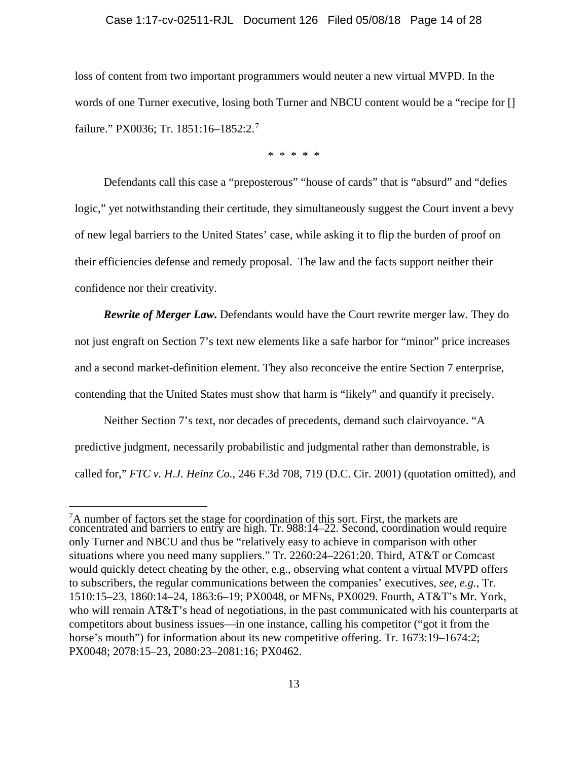loss of content from two important programmers would neuter a new virtual MVPD. In the words of one Turner executive, losing both Turner and NBCU content would be a "recipe for [] failure." PX0036; Tr. 1851:16–1852:2.[7]

\* \* \* \* \*

Defendants call this case a "preposterous" "house of cards" that is "absurd" and "defies logic," yet notwithstanding their certitude, they simultaneously suggest the Court invent a bevy of new legal barriers to the United States' case, while asking it to flip the burden of proof on their efficiencies defense and remedy proposal. The law and the facts support neither their confidence nor their creativity.

***Rewrite of Merger Law***. Defendants would have the Court rewrite merger law. They do not just engraft on Section 7's text new elements like a safe harbor for "minor" price increases and a second market-definition element. They also reconceive the entire Section 7 enterprise, contending that the United States must show that harm is "likely" and quantify it precisely.

Neither Section 7's text, nor decades of precedents, demand such clairvoyance. "A predictive judgment, necessarily probabilistic and judgmental rather than demonstrable, is called for," *FTC v. H.J. Heinz Co.*, 246 F.3d 708, 719 (D.C. Cir. 2001) (quotation omitted), and

---

[7] A number of factors set the stage for coordination of this sort. First, the markets are concentrated and barriers to entry are high. Tr. 988:14–22. Second, coordination would require only Turner and NBCU and thus be "relatively easy to achieve in comparison with other situations where you need many suppliers." Tr. 2260:24–2261:20. Third, AT&T or Comcast would quickly detect cheating by the other, e.g., observing what content a virtual MVPD offers to subscribers, the regular communications between the companies' executives, *see, e.g.*, Tr. 1510:15–23, 1860:14–24, 1863:6–19; PX0048, or MFNs, PX0029. Fourth, AT&T's Mr. York, who will remain AT&T's head of negotiations, in the past communicated with his counterparts at competitors about business issues—in one instance, calling his competitor ("got it from the horse's mouth") for information about its new competitive offering. Tr. 1673:19–1674:2; PX0048; 2078:15–23, 2080:23–2081:16; PX0462.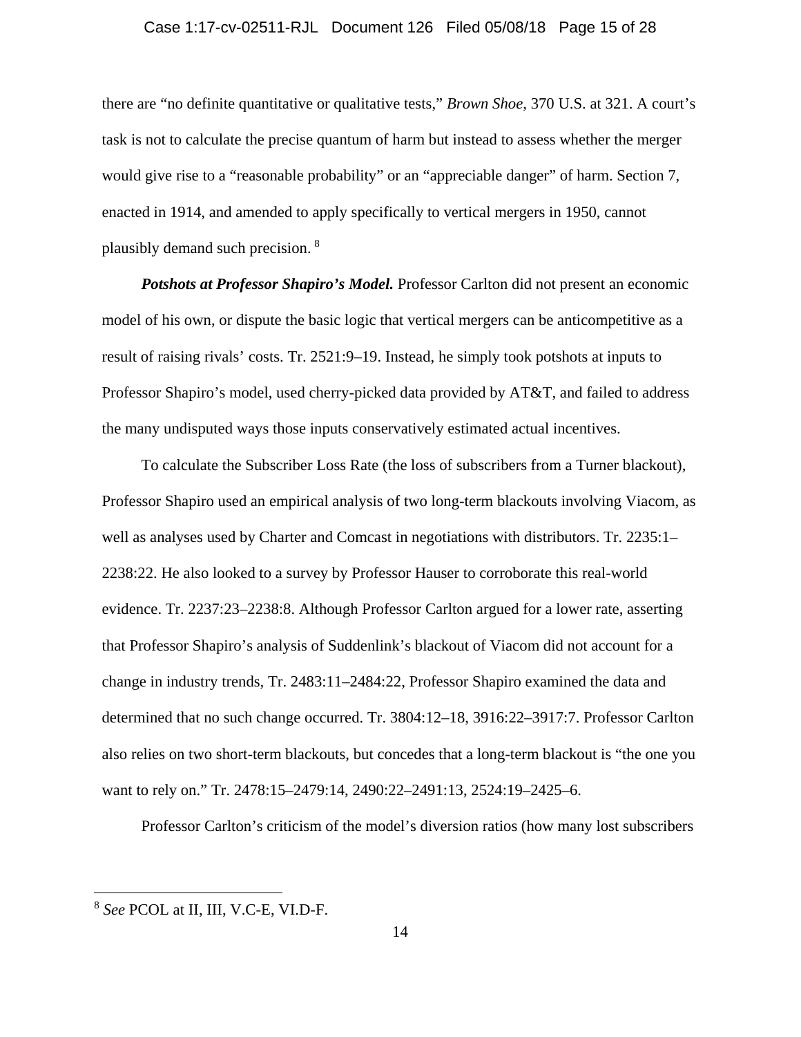there are "no definite quantitative or qualitative tests," *Brown Shoe*, 370 U.S. at 321. A court's task is not to calculate the precise quantum of harm but instead to assess whether the merger would give rise to a "reasonable probability" or an "appreciable danger" of harm. Section 7, enacted in 1914, and amended to apply specifically to vertical mergers in 1950, cannot plausibly demand such precision. [8]

***Potshots at Professor Shapiro's Model.*** Professor Carlton did not present an economic model of his own, or dispute the basic logic that vertical mergers can be anticompetitive as a result of raising rivals' costs. Tr. 2521:9–19. Instead, he simply took potshots at inputs to Professor Shapiro's model, used cherry-picked data provided by AT&T, and failed to address the many undisputed ways those inputs conservatively estimated actual incentives.

To calculate the Subscriber Loss Rate (the loss of subscribers from a Turner blackout), Professor Shapiro used an empirical analysis of two long-term blackouts involving Viacom, as well as analyses used by Charter and Comcast in negotiations with distributors. Tr. 2235:1–2238:22. He also looked to a survey by Professor Hauser to corroborate this real-world evidence. Tr. 2237:23–2238:8. Although Professor Carlton argued for a lower rate, asserting that Professor Shapiro's analysis of Suddenlink's blackout of Viacom did not account for a change in industry trends, Tr. 2483:11–2484:22, Professor Shapiro examined the data and determined that no such change occurred. Tr. 3804:12–18, 3916:22–3917:7. Professor Carlton also relies on two short-term blackouts, but concedes that a long-term blackout is "the one you want to rely on." Tr. 2478:15–2479:14, 2490:22–2491:13, 2524:19–2425–6.

Professor Carlton's criticism of the model's diversion ratios (how many lost subscribers

[8] *See* PCOL at II, III, V.C-E, VI.D-F.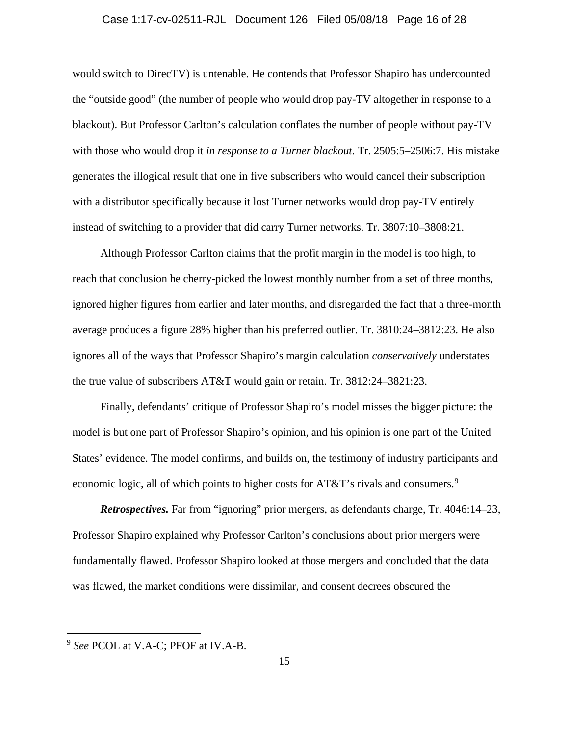would switch to DirecTV) is untenable. He contends that Professor Shapiro has undercounted the "outside good" (the number of people who would drop pay-TV altogether in response to a blackout). But Professor Carlton's calculation conflates the number of people without pay-TV with those who would drop it *in response to a Turner blackout*. Tr. 2505:5–2506:7. His mistake generates the illogical result that one in five subscribers who would cancel their subscription with a distributor specifically because it lost Turner networks would drop pay-TV entirely instead of switching to a provider that did carry Turner networks. Tr. 3807:10–3808:21.

Although Professor Carlton claims that the profit margin in the model is too high, to reach that conclusion he cherry-picked the lowest monthly number from a set of three months, ignored higher figures from earlier and later months, and disregarded the fact that a three-month average produces a figure 28% higher than his preferred outlier. Tr. 3810:24–3812:23. He also ignores all of the ways that Professor Shapiro's margin calculation *conservatively* understates the true value of subscribers AT&T would gain or retain. Tr. 3812:24–3821:23.

Finally, defendants' critique of Professor Shapiro's model misses the bigger picture: the model is but one part of Professor Shapiro's opinion, and his opinion is one part of the United States' evidence. The model confirms, and builds on, the testimony of industry participants and economic logic, all of which points to higher costs for AT&T's rivals and consumers.[9]

***Retrospectives.*** Far from "ignoring" prior mergers, as defendants charge, Tr. 4046:14–23, Professor Shapiro explained why Professor Carlton's conclusions about prior mergers were fundamentally flawed. Professor Shapiro looked at those mergers and concluded that the data was flawed, the market conditions were dissimilar, and consent decrees obscured the

[9] *See* PCOL at V.A-C; PFOF at IV.A-B.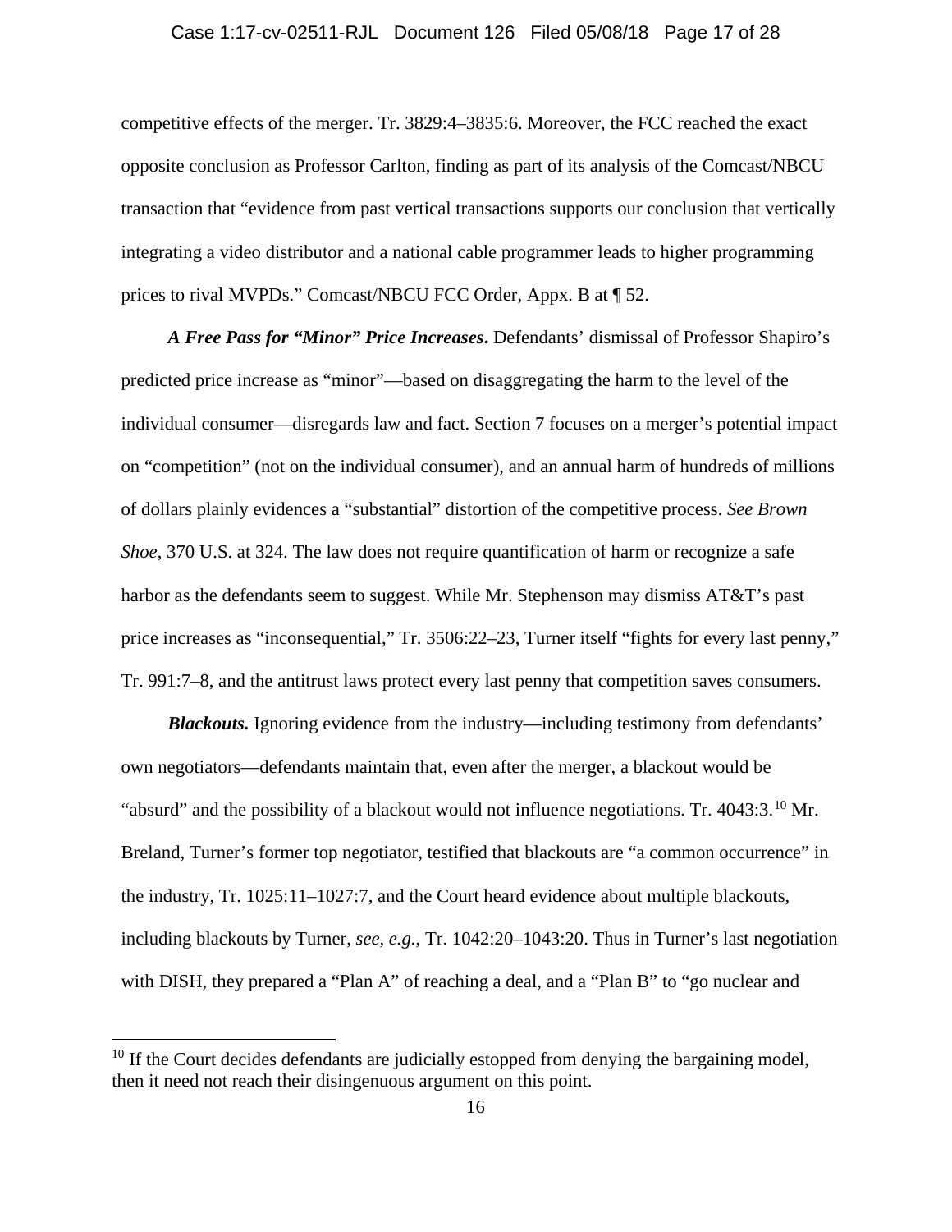competitive effects of the merger. Tr. 3829:4–3835:6. Moreover, the FCC reached the exact opposite conclusion as Professor Carlton, finding as part of its analysis of the Comcast/NBCU transaction that "evidence from past vertical transactions supports our conclusion that vertically integrating a video distributor and a national cable programmer leads to higher programming prices to rival MVPDs." Comcast/NBCU FCC Order, Appx. B at ¶ 52.

***A Free Pass for "Minor" Price Increases*.** Defendants' dismissal of Professor Shapiro's predicted price increase as "minor"—based on disaggregating the harm to the level of the individual consumer—disregards law and fact. Section 7 focuses on a merger's potential impact on "competition" (not on the individual consumer), and an annual harm of hundreds of millions of dollars plainly evidences a "substantial" distortion of the competitive process. *See Brown Shoe*, 370 U.S. at 324. The law does not require quantification of harm or recognize a safe harbor as the defendants seem to suggest. While Mr. Stephenson may dismiss AT&T's past price increases as "inconsequential," Tr. 3506:22–23, Turner itself "fights for every last penny," Tr. 991:7–8, and the antitrust laws protect every last penny that competition saves consumers.

***Blackouts.*** Ignoring evidence from the industry—including testimony from defendants' own negotiators—defendants maintain that, even after the merger, a blackout would be "absurd" and the possibility of a blackout would not influence negotiations. Tr. 4043:3.[10] Mr. Breland, Turner's former top negotiator, testified that blackouts are "a common occurrence" in the industry, Tr. 1025:11–1027:7, and the Court heard evidence about multiple blackouts, including blackouts by Turner, *see, e.g.*, Tr. 1042:20–1043:20. Thus in Turner's last negotiation with DISH, they prepared a "Plan A" of reaching a deal, and a "Plan B" to "go nuclear and

[10] If the Court decides defendants are judicially estopped from denying the bargaining model, then it need not reach their disingenuous argument on this point.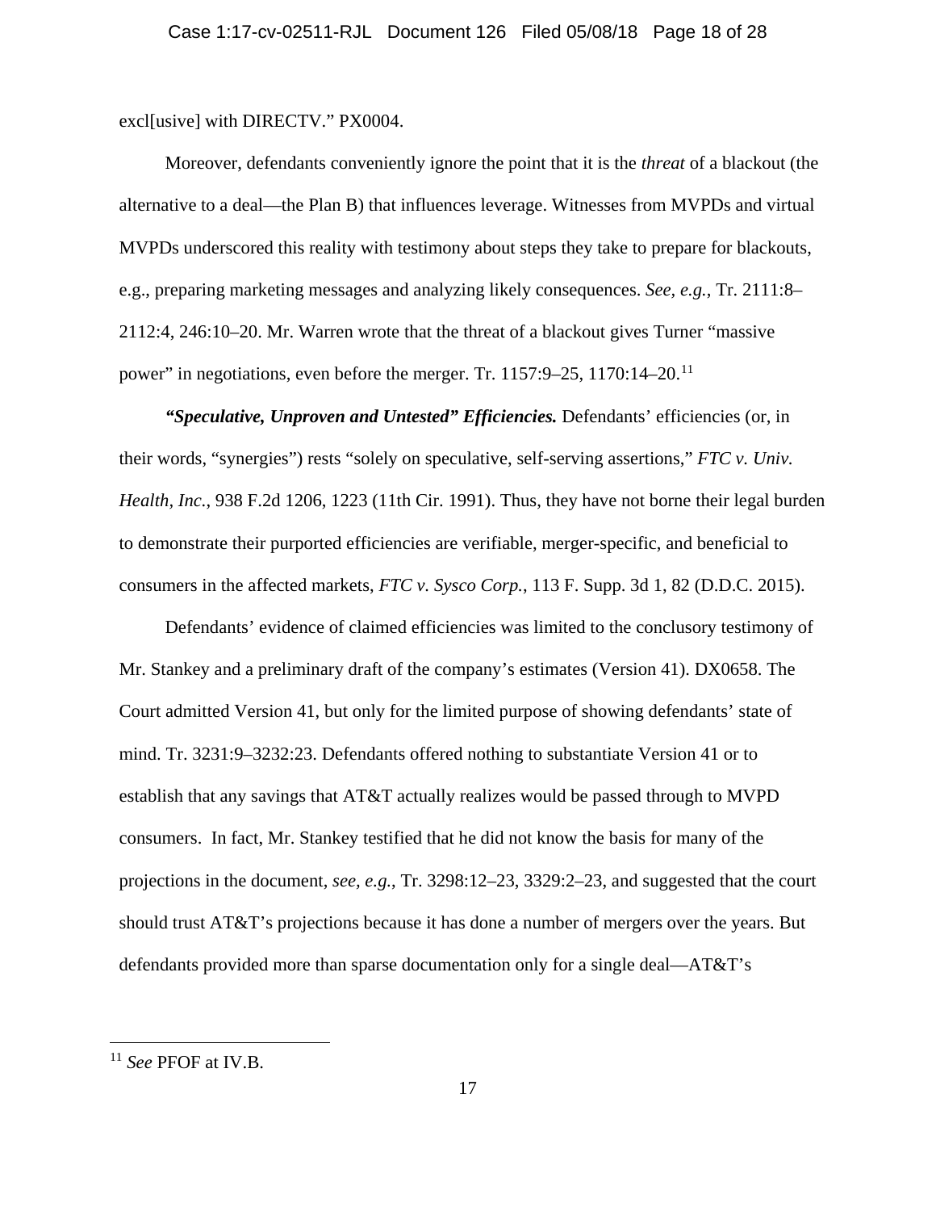excl[usive] with DIRECTV." PX0004.

Moreover, defendants conveniently ignore the point that it is the *threat* of a blackout (the alternative to a deal—the Plan B) that influences leverage. Witnesses from MVPDs and virtual MVPDs underscored this reality with testimony about steps they take to prepare for blackouts, e.g., preparing marketing messages and analyzing likely consequences. *See, e.g.*, Tr. 2111:8–2112:4, 246:10–20. Mr. Warren wrote that the threat of a blackout gives Turner "massive power" in negotiations, even before the merger. Tr. 1157:9–25, 1170:14–20.[11]

***"Speculative, Unproven and Untested" Efficiencies.*** Defendants' efficiencies (or, in their words, "synergies") rests "solely on speculative, self-serving assertions," *FTC v. Univ. Health, Inc.*, 938 F.2d 1206, 1223 (11th Cir. 1991). Thus, they have not borne their legal burden to demonstrate their purported efficiencies are verifiable, merger-specific, and beneficial to consumers in the affected markets, *FTC v. Sysco Corp.*, 113 F. Supp. 3d 1, 82 (D.D.C. 2015).

Defendants' evidence of claimed efficiencies was limited to the conclusory testimony of Mr. Stankey and a preliminary draft of the company's estimates (Version 41). DX0658. The Court admitted Version 41, but only for the limited purpose of showing defendants' state of mind. Tr. 3231:9–3232:23. Defendants offered nothing to substantiate Version 41 or to establish that any savings that AT&T actually realizes would be passed through to MVPD consumers. In fact, Mr. Stankey testified that he did not know the basis for many of the projections in the document, *see, e.g.*, Tr. 3298:12–23, 3329:2–23, and suggested that the court should trust AT&T's projections because it has done a number of mergers over the years. But defendants provided more than sparse documentation only for a single deal—AT&T's

---

[11] *See* PFOF at IV.B.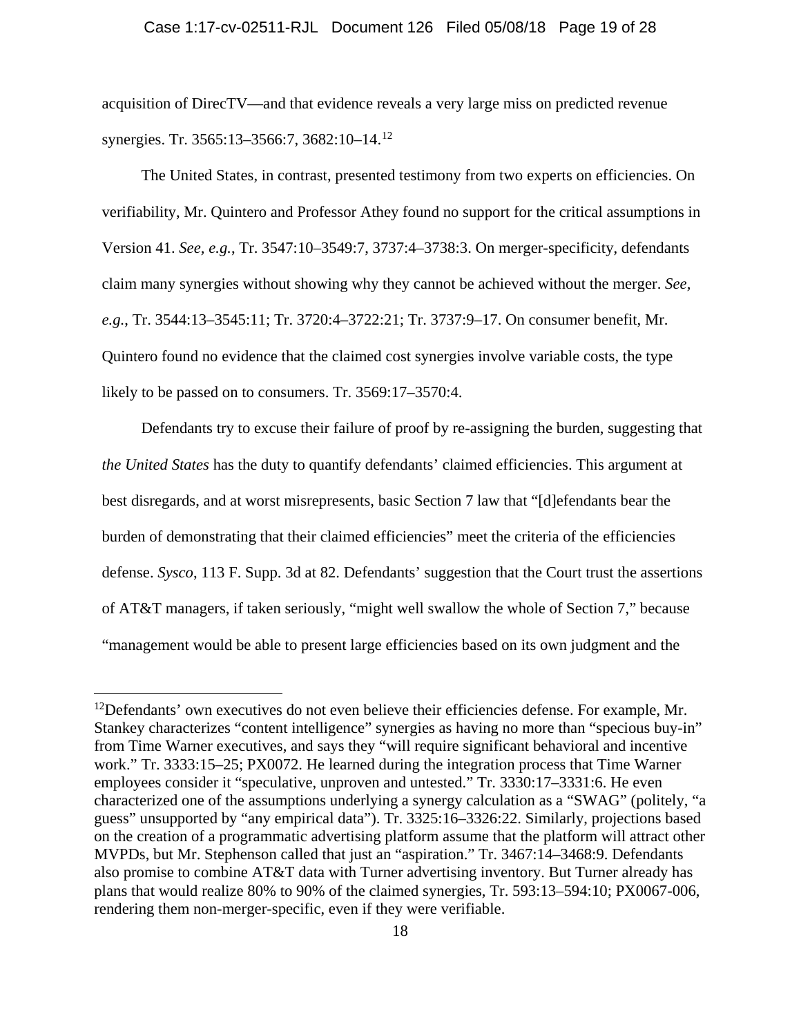acquisition of DirecTV—and that evidence reveals a very large miss on predicted revenue synergies. Tr. 3565:13–3566:7, 3682:10–14.[12]

The United States, in contrast, presented testimony from two experts on efficiencies. On verifiability, Mr. Quintero and Professor Athey found no support for the critical assumptions in Version 41. *See, e.g.*, Tr. 3547:10–3549:7, 3737:4–3738:3. On merger-specificity, defendants claim many synergies without showing why they cannot be achieved without the merger. *See, e.g.*, Tr. 3544:13–3545:11; Tr. 3720:4–3722:21; Tr. 3737:9–17. On consumer benefit, Mr. Quintero found no evidence that the claimed cost synergies involve variable costs, the type likely to be passed on to consumers. Tr. 3569:17–3570:4.

Defendants try to excuse their failure of proof by re-assigning the burden, suggesting that *the United States* has the duty to quantify defendants' claimed efficiencies. This argument at best disregards, and at worst misrepresents, basic Section 7 law that "[d]efendants bear the burden of demonstrating that their claimed efficiencies" meet the criteria of the efficiencies defense. *Sysco*, 113 F. Supp. 3d at 82. Defendants' suggestion that the Court trust the assertions of AT&T managers, if taken seriously, "might well swallow the whole of Section 7," because "management would be able to present large efficiencies based on its own judgment and the

---

[12] Defendants' own executives do not even believe their efficiencies defense. For example, Mr. Stankey characterizes "content intelligence" synergies as having no more than "specious buy-in" from Time Warner executives, and says they "will require significant behavioral and incentive work." Tr. 3333:15–25; PX0072. He learned during the integration process that Time Warner employees consider it "speculative, unproven and untested." Tr. 3330:17–3331:6. He even characterized one of the assumptions underlying a synergy calculation as a "SWAG" (politely, "a guess" unsupported by "any empirical data"). Tr. 3325:16–3326:22. Similarly, projections based on the creation of a programmatic advertising platform assume that the platform will attract other MVPDs, but Mr. Stephenson called that just an "aspiration." Tr. 3467:14–3468:9. Defendants also promise to combine AT&T data with Turner advertising inventory. But Turner already has plans that would realize 80% to 90% of the claimed synergies, Tr. 593:13–594:10; PX0067-006, rendering them non-merger-specific, even if they were verifiable.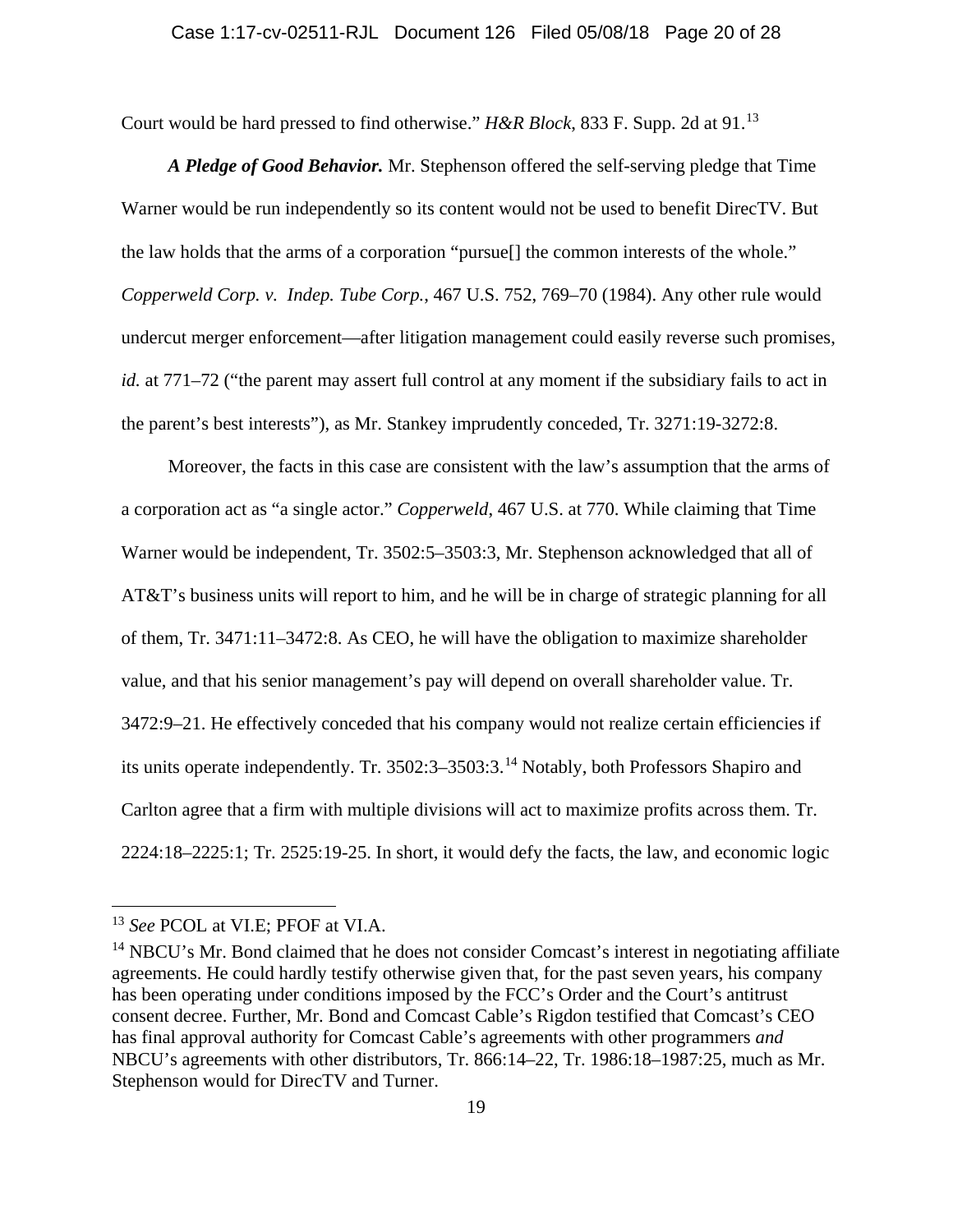Court would be hard pressed to find otherwise." *H&R Block*, 833 F. Supp. 2d at 91.[13]

***A Pledge of Good Behavior.*** Mr. Stephenson offered the self-serving pledge that Time Warner would be run independently so its content would not be used to benefit DirecTV. But the law holds that the arms of a corporation "pursue[] the common interests of the whole." *Copperweld Corp. v. Indep. Tube Corp.*, 467 U.S. 752, 769–70 (1984). Any other rule would undercut merger enforcement—after litigation management could easily reverse such promises, *id.* at 771–72 ("the parent may assert full control at any moment if the subsidiary fails to act in the parent's best interests"), as Mr. Stankey imprudently conceded, Tr. 3271:19-3272:8.

Moreover, the facts in this case are consistent with the law's assumption that the arms of a corporation act as "a single actor." *Copperweld*, 467 U.S. at 770. While claiming that Time Warner would be independent, Tr. 3502:5–3503:3, Mr. Stephenson acknowledged that all of AT&T's business units will report to him, and he will be in charge of strategic planning for all of them, Tr. 3471:11–3472:8. As CEO, he will have the obligation to maximize shareholder value, and that his senior management's pay will depend on overall shareholder value. Tr. 3472:9–21. He effectively conceded that his company would not realize certain efficiencies if its units operate independently. Tr. 3502:3–3503:3.[14] Notably, both Professors Shapiro and Carlton agree that a firm with multiple divisions will act to maximize profits across them. Tr. 2224:18–2225:1; Tr. 2525:19-25. In short, it would defy the facts, the law, and economic logic

---

[13] *See* PCOL at VI.E; PFOF at VI.A.

[14] NBCU's Mr. Bond claimed that he does not consider Comcast's interest in negotiating affiliate agreements. He could hardly testify otherwise given that, for the past seven years, his company has been operating under conditions imposed by the FCC's Order and the Court's antitrust consent decree. Further, Mr. Bond and Comcast Cable's Rigdon testified that Comcast's CEO has final approval authority for Comcast Cable's agreements with other programmers *and* NBCU's agreements with other distributors, Tr. 866:14–22, Tr. 1986:18–1987:25, much as Mr. Stephenson would for DirecTV and Turner.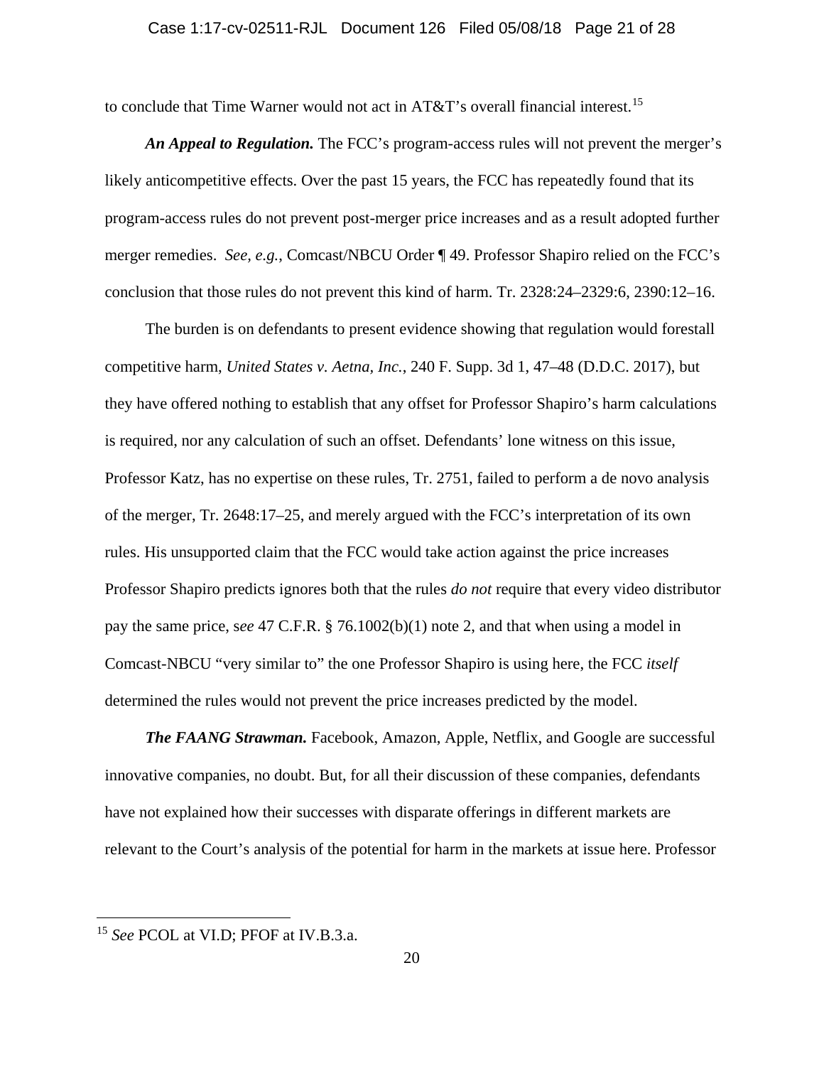to conclude that Time Warner would not act in AT&T's overall financial interest.[15]

***An Appeal to Regulation.*** The FCC's program-access rules will not prevent the merger's likely anticompetitive effects. Over the past 15 years, the FCC has repeatedly found that its program-access rules do not prevent post-merger price increases and as a result adopted further merger remedies. *See, e.g.*, Comcast/NBCU Order ¶ 49. Professor Shapiro relied on the FCC's conclusion that those rules do not prevent this kind of harm. Tr. 2328:24–2329:6, 2390:12–16.

The burden is on defendants to present evidence showing that regulation would forestall competitive harm, *United States v. Aetna, Inc.*, 240 F. Supp. 3d 1, 47–48 (D.D.C. 2017), but they have offered nothing to establish that any offset for Professor Shapiro's harm calculations is required, nor any calculation of such an offset. Defendants' lone witness on this issue, Professor Katz, has no expertise on these rules, Tr. 2751, failed to perform a de novo analysis of the merger, Tr. 2648:17–25, and merely argued with the FCC's interpretation of its own rules. His unsupported claim that the FCC would take action against the price increases Professor Shapiro predicts ignores both that the rules *do not* require that every video distributor pay the same price, s*ee* 47 C.F.R. § 76.1002(b)(1) note 2, and that when using a model in Comcast-NBCU "very similar to" the one Professor Shapiro is using here, the FCC *itself* determined the rules would not prevent the price increases predicted by the model.

***The FAANG Strawman.*** Facebook, Amazon, Apple, Netflix, and Google are successful innovative companies, no doubt. But, for all their discussion of these companies, defendants have not explained how their successes with disparate offerings in different markets are relevant to the Court's analysis of the potential for harm in the markets at issue here. Professor

---

[15] *See* PCOL at VI.D; PFOF at IV.B.3.a.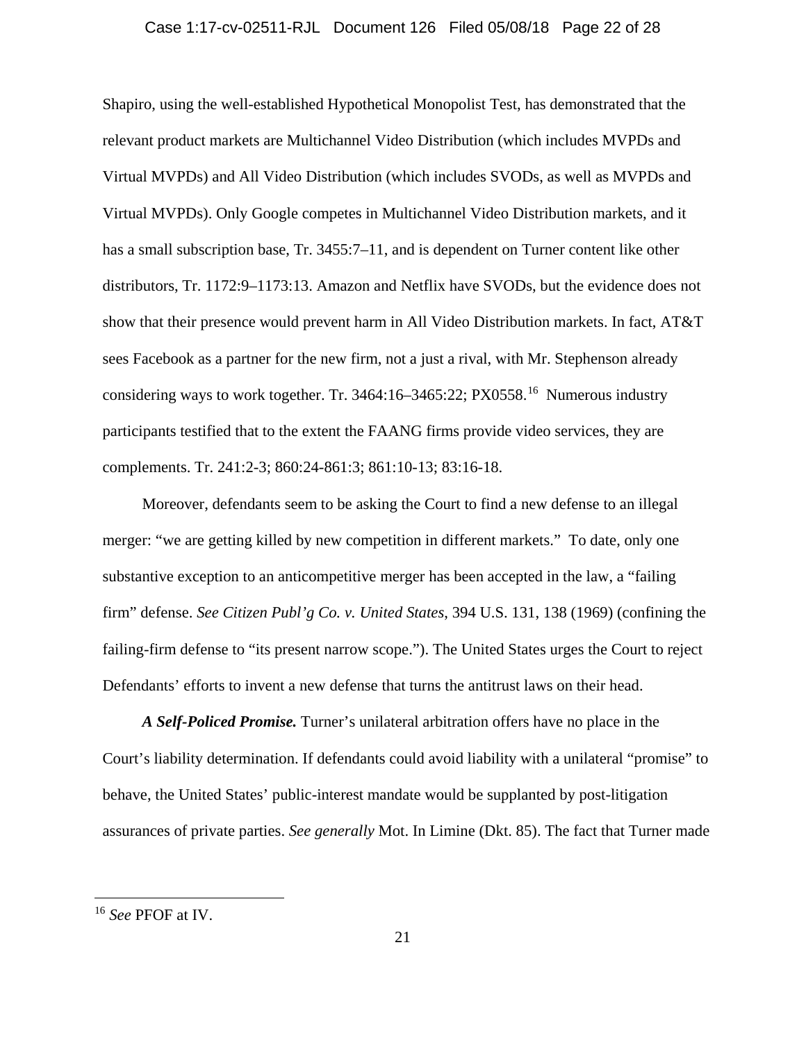Shapiro, using the well-established Hypothetical Monopolist Test, has demonstrated that the relevant product markets are Multichannel Video Distribution (which includes MVPDs and Virtual MVPDs) and All Video Distribution (which includes SVODs, as well as MVPDs and Virtual MVPDs). Only Google competes in Multichannel Video Distribution markets, and it has a small subscription base, Tr. 3455:7–11, and is dependent on Turner content like other distributors, Tr. 1172:9–1173:13. Amazon and Netflix have SVODs, but the evidence does not show that their presence would prevent harm in All Video Distribution markets. In fact, AT&T sees Facebook as a partner for the new firm, not a just a rival, with Mr. Stephenson already considering ways to work together. Tr. 3464:16–3465:22; PX0558.[16] Numerous industry participants testified that to the extent the FAANG firms provide video services, they are complements. Tr. 241:2-3; 860:24-861:3; 861:10-13; 83:16-18.

Moreover, defendants seem to be asking the Court to find a new defense to an illegal merger: "we are getting killed by new competition in different markets." To date, only one substantive exception to an anticompetitive merger has been accepted in the law, a "failing firm" defense. *See Citizen Publ'g Co. v. United States*, 394 U.S. 131, 138 (1969) (confining the failing-firm defense to "its present narrow scope."). The United States urges the Court to reject Defendants' efforts to invent a new defense that turns the antitrust laws on their head.

***A Self-Policed Promise.*** Turner's unilateral arbitration offers have no place in the Court's liability determination. If defendants could avoid liability with a unilateral "promise" to behave, the United States' public-interest mandate would be supplanted by post-litigation assurances of private parties. *See generally* Mot. In Limine (Dkt. 85). The fact that Turner made

---

[16] *See* PFOF at IV.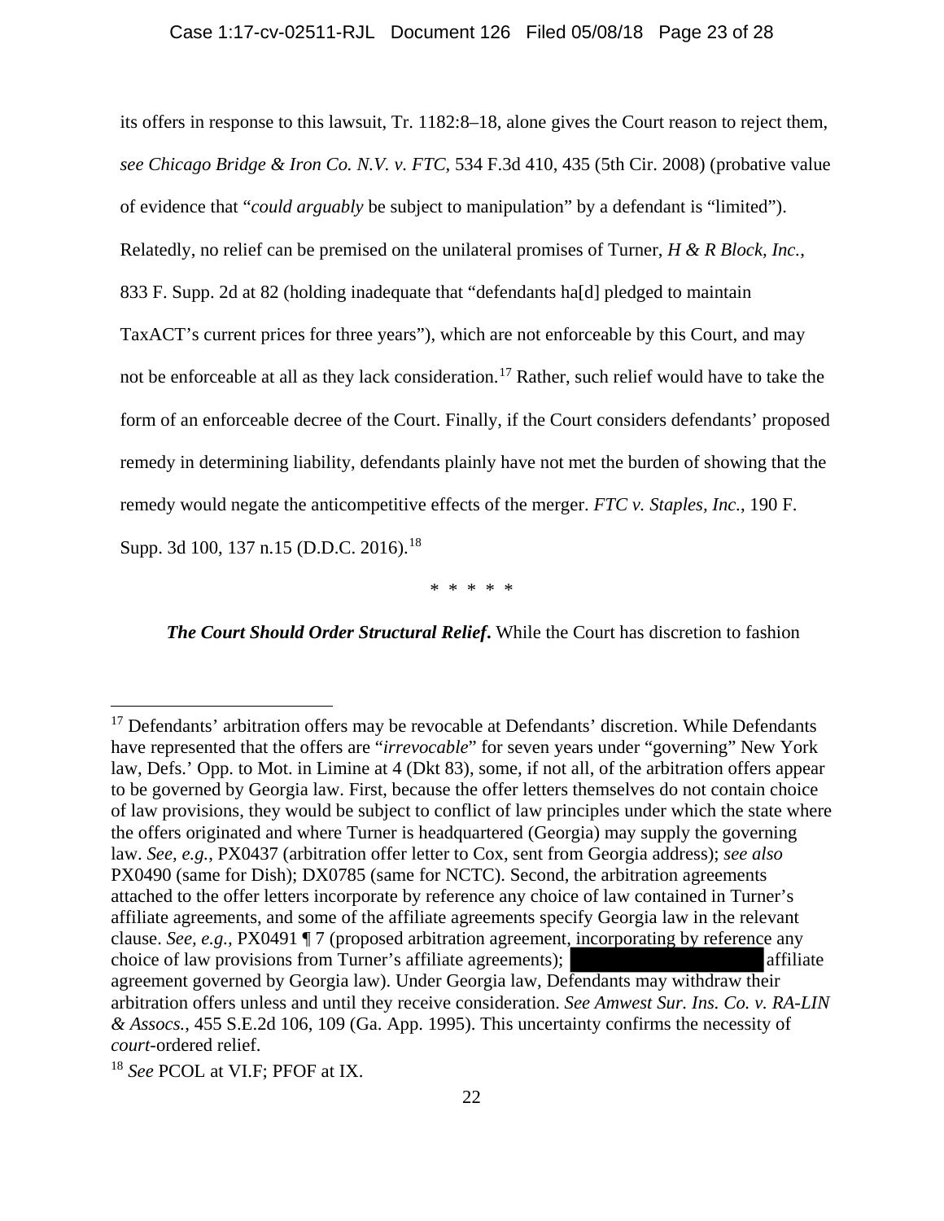its offers in response to this lawsuit, Tr. 1182:8–18, alone gives the Court reason to reject them, *see Chicago Bridge & Iron Co. N.V. v. FTC*, 534 F.3d 410, 435 (5th Cir. 2008) (probative value of evidence that "*could arguably* be subject to manipulation" by a defendant is "limited"). Relatedly, no relief can be premised on the unilateral promises of Turner, *H & R Block, Inc.*, 833 F. Supp. 2d at 82 (holding inadequate that "defendants ha[d] pledged to maintain TaxACT's current prices for three years"), which are not enforceable by this Court, and may not be enforceable at all as they lack consideration.[17] Rather, such relief would have to take the form of an enforceable decree of the Court. Finally, if the Court considers defendants' proposed remedy in determining liability, defendants plainly have not met the burden of showing that the remedy would negate the anticompetitive effects of the merger. *FTC v. Staples, Inc.*, 190 F. Supp. 3d 100, 137 n.15 (D.D.C. 2016).[18]

\* \* \* \* \*

***The Court Should Order Structural Relief*.** While the Court has discretion to fashion

---

[17] Defendants' arbitration offers may be revocable at Defendants' discretion. While Defendants have represented that the offers are "*irrevocable*" for seven years under "governing" New York law, Defs.' Opp. to Mot. in Limine at 4 (Dkt 83), some, if not all, of the arbitration offers appear to be governed by Georgia law. First, because the offer letters themselves do not contain choice of law provisions, they would be subject to conflict of law principles under which the state where the offers originated and where Turner is headquartered (Georgia) may supply the governing law. *See, e.g.,* PX0437 (arbitration offer letter to Cox, sent from Georgia address); *see also* PX0490 (same for Dish); DX0785 (same for NCTC). Second, the arbitration agreements attached to the offer letters incorporate by reference any choice of law contained in Turner's affiliate agreements, and some of the affiliate agreements specify Georgia law in the relevant clause. *See, e.g.,* PX0491 ¶ 7 (proposed arbitration agreement, incorporating by reference any choice of law provisions from Turner's affiliate agreements); [REDACTED] affiliate agreement governed by Georgia law). Under Georgia law, Defendants may withdraw their arbitration offers unless and until they receive consideration. *See Amwest Sur. Ins. Co. v. RA-LIN & Assocs.*, 455 S.E.2d 106, 109 (Ga. App. 1995). This uncertainty confirms the necessity of *court*-ordered relief.

[18] *See* PCOL at VI.F; PFOF at IX.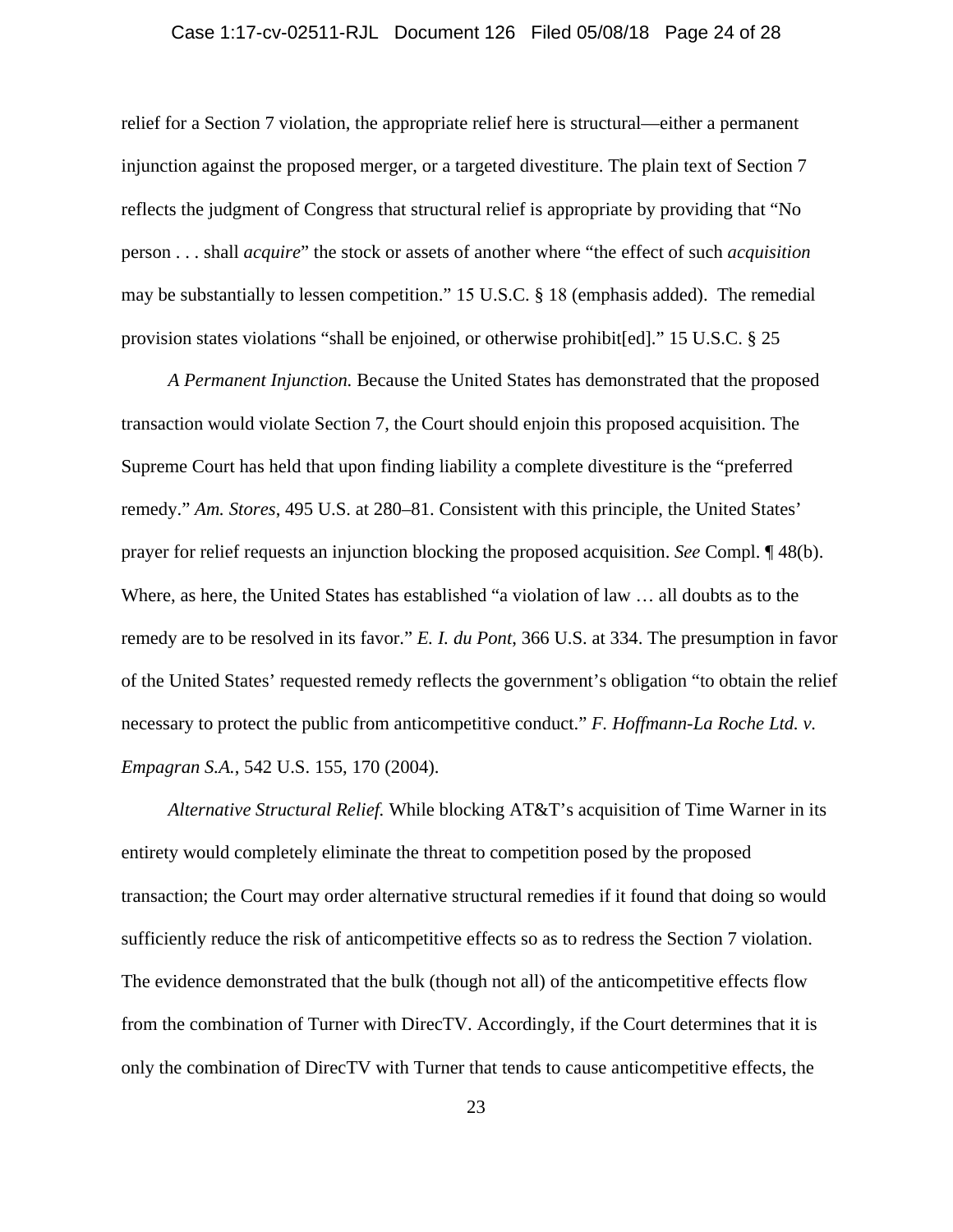relief for a Section 7 violation, the appropriate relief here is structural—either a permanent injunction against the proposed merger, or a targeted divestiture. The plain text of Section 7 reflects the judgment of Congress that structural relief is appropriate by providing that "No person . . . shall *acquire*" the stock or assets of another where "the effect of such *acquisition* may be substantially to lessen competition." 15 U.S.C. § 18 (emphasis added). The remedial provision states violations "shall be enjoined, or otherwise prohibit[ed]." 15 U.S.C. § 25

*A Permanent Injunction.* Because the United States has demonstrated that the proposed transaction would violate Section 7, the Court should enjoin this proposed acquisition. The Supreme Court has held that upon finding liability a complete divestiture is the "preferred remedy." *Am. Stores*, 495 U.S. at 280–81. Consistent with this principle, the United States' prayer for relief requests an injunction blocking the proposed acquisition. *See* Compl. ¶ 48(b). Where, as here, the United States has established "a violation of law … all doubts as to the remedy are to be resolved in its favor." *E. I. du Pont*, 366 U.S. at 334. The presumption in favor of the United States' requested remedy reflects the government's obligation "to obtain the relief necessary to protect the public from anticompetitive conduct." *F. Hoffmann-La Roche Ltd. v. Empagran S.A.*, 542 U.S. 155, 170 (2004).

*Alternative Structural Relief.* While blocking AT&T's acquisition of Time Warner in its entirety would completely eliminate the threat to competition posed by the proposed transaction; the Court may order alternative structural remedies if it found that doing so would sufficiently reduce the risk of anticompetitive effects so as to redress the Section 7 violation. The evidence demonstrated that the bulk (though not all) of the anticompetitive effects flow from the combination of Turner with DirecTV. Accordingly, if the Court determines that it is only the combination of DirecTV with Turner that tends to cause anticompetitive effects, the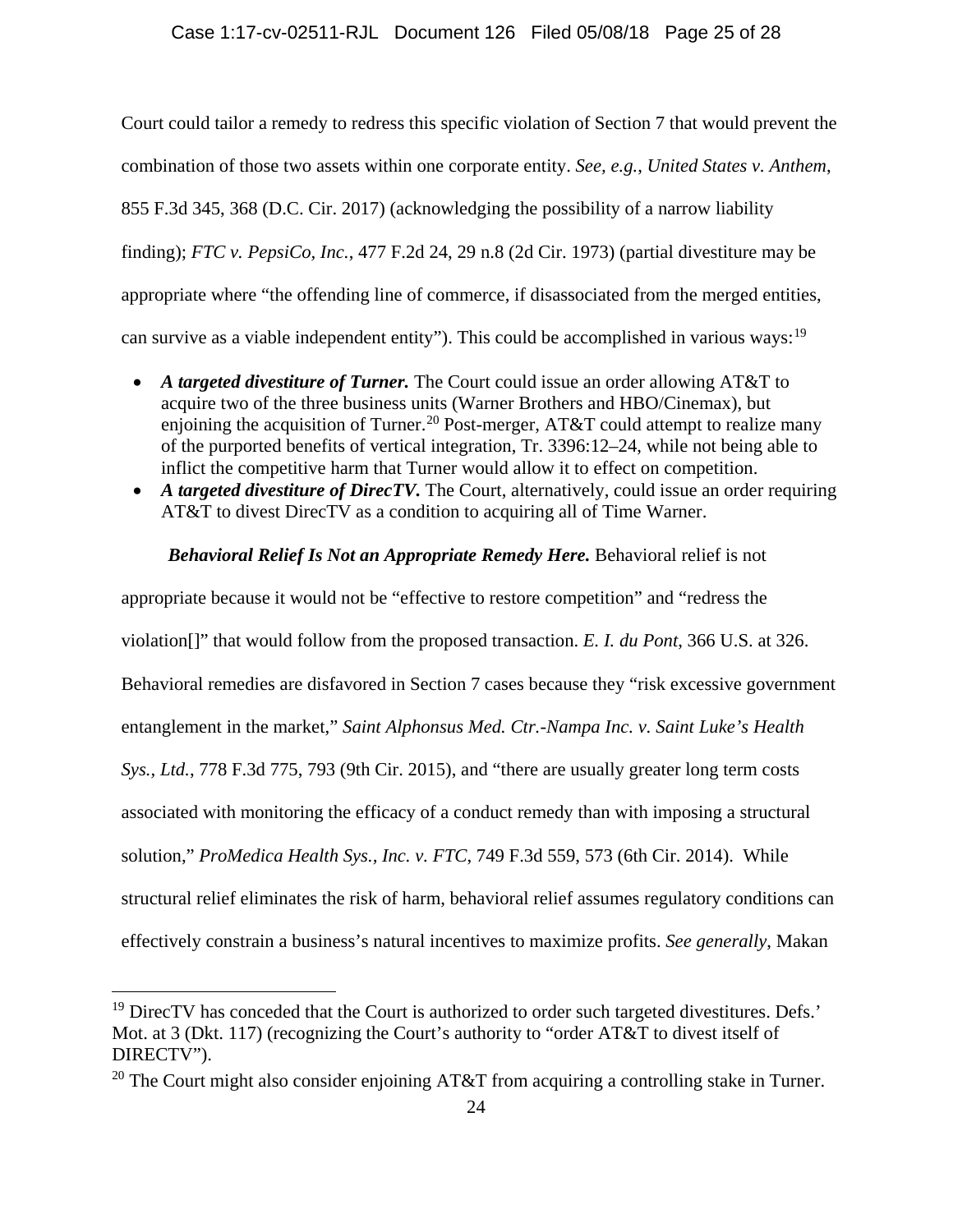Court could tailor a remedy to redress this specific violation of Section 7 that would prevent the combination of those two assets within one corporate entity. *See, e.g.*, *United States v. Anthem*, 855 F.3d 345, 368 (D.C. Cir. 2017) (acknowledging the possibility of a narrow liability finding); *FTC v. PepsiCo, Inc.*, 477 F.2d 24, 29 n.8 (2d Cir. 1973) (partial divestiture may be appropriate where "the offending line of commerce, if disassociated from the merged entities, can survive as a viable independent entity"). This could be accomplished in various ways:[19]

- ***A targeted divestiture of Turner.*** The Court could issue an order allowing AT&T to acquire two of the three business units (Warner Brothers and HBO/Cinemax), but enjoining the acquisition of Turner.[20] Post-merger, AT&T could attempt to realize many of the purported benefits of vertical integration, Tr. 3396:12–24, while not being able to inflict the competitive harm that Turner would allow it to effect on competition.
- ***A targeted divestiture of DirecTV.*** The Court, alternatively, could issue an order requiring AT&T to divest DirecTV as a condition to acquiring all of Time Warner.

***Behavioral Relief Is Not an Appropriate Remedy Here.*** Behavioral relief is not appropriate because it would not be "effective to restore competition" and "redress the violation[]" that would follow from the proposed transaction. *E. I. du Pont*, 366 U.S. at 326. Behavioral remedies are disfavored in Section 7 cases because they "risk excessive government entanglement in the market," *Saint Alphonsus Med. Ctr.-Nampa Inc. v. Saint Luke's Health Sys., Ltd.*, 778 F.3d 775, 793 (9th Cir. 2015), and "there are usually greater long term costs associated with monitoring the efficacy of a conduct remedy than with imposing a structural solution," *ProMedica Health Sys., Inc. v. FTC*, 749 F.3d 559, 573 (6th Cir. 2014). While structural relief eliminates the risk of harm, behavioral relief assumes regulatory conditions can effectively constrain a business's natural incentives to maximize profits. *See generally*, Makan

---

[19] DirecTV has conceded that the Court is authorized to order such targeted divestitures. Defs.' Mot. at 3 (Dkt. 117) (recognizing the Court's authority to "order AT&T to divest itself of DIRECTV").

[20] The Court might also consider enjoining AT&T from acquiring a controlling stake in Turner.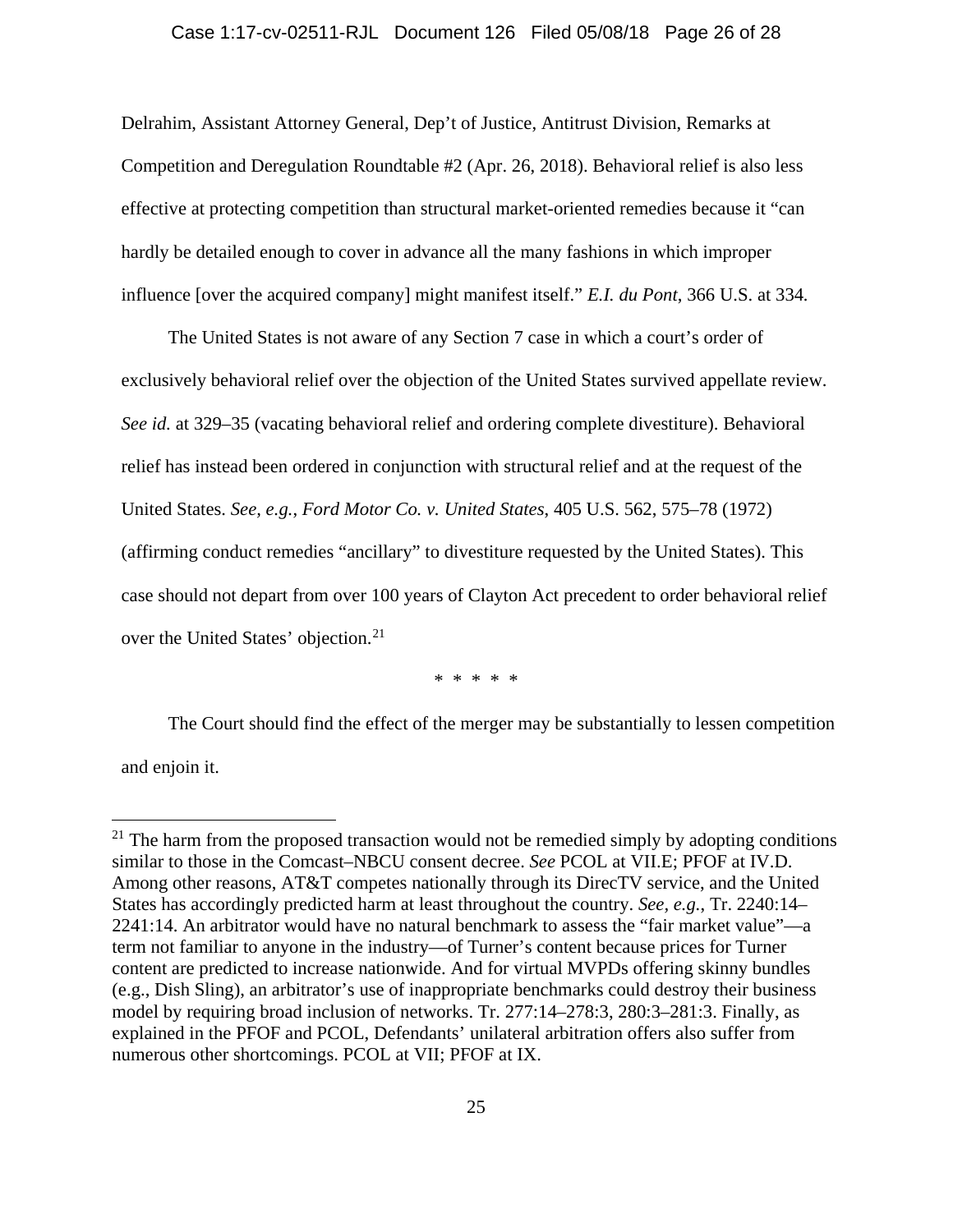Delrahim, Assistant Attorney General, Dep't of Justice, Antitrust Division, Remarks at Competition and Deregulation Roundtable #2 (Apr. 26, 2018). Behavioral relief is also less effective at protecting competition than structural market-oriented remedies because it "can hardly be detailed enough to cover in advance all the many fashions in which improper influence [over the acquired company] might manifest itself." *E.I. du Pont*, 366 U.S. at 334.

The United States is not aware of any Section 7 case in which a court's order of exclusively behavioral relief over the objection of the United States survived appellate review. *See id.* at 329–35 (vacating behavioral relief and ordering complete divestiture). Behavioral relief has instead been ordered in conjunction with structural relief and at the request of the United States. *See, e.g.*, *Ford Motor Co. v. United States*, 405 U.S. 562, 575–78 (1972) (affirming conduct remedies "ancillary" to divestiture requested by the United States). This case should not depart from over 100 years of Clayton Act precedent to order behavioral relief over the United States' objection.[21]

\* \* \* \* \*

The Court should find the effect of the merger may be substantially to lessen competition and enjoin it.

---

[21] The harm from the proposed transaction would not be remedied simply by adopting conditions similar to those in the Comcast–NBCU consent decree. *See* PCOL at VII.E; PFOF at IV.D. Among other reasons, AT&T competes nationally through its DirecTV service, and the United States has accordingly predicted harm at least throughout the country. *See, e.g.*, Tr. 2240:14–2241:14. An arbitrator would have no natural benchmark to assess the "fair market value"—a term not familiar to anyone in the industry—of Turner's content because prices for Turner content are predicted to increase nationwide. And for virtual MVPDs offering skinny bundles (e.g., Dish Sling), an arbitrator's use of inappropriate benchmarks could destroy their business model by requiring broad inclusion of networks. Tr. 277:14–278:3, 280:3–281:3. Finally, as explained in the PFOF and PCOL, Defendants' unilateral arbitration offers also suffer from numerous other shortcomings. PCOL at VII; PFOF at IX.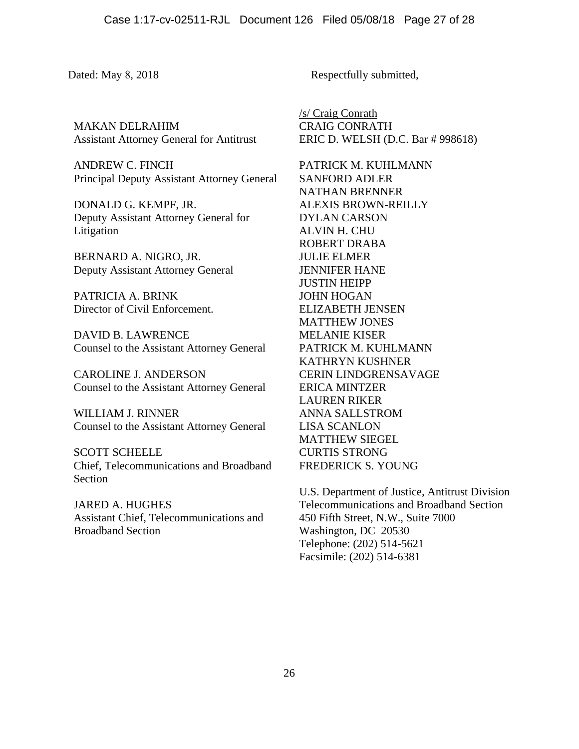Dated: May 8, 2018

Respectfully submitted,

/s/ Craig Conrath
CRAIG CONRATH
ERIC D. WELSH (D.C. Bar # 998618)

PATRICK M. KUHLMANN
SANFORD ADLER
NATHAN BRENNER
ALEXIS BROWN-REILLY
DYLAN CARSON
ALVIN H. CHU
ROBERT DRABA
JULIE ELMER
JENNIFER HANE
JUSTIN HEIPP
JOHN HOGAN
ELIZABETH JENSEN
MATTHEW JONES
MELANIE KISER
PATRICK M. KUHLMANN
KATHRYN KUSHNER
CERIN LINDGRENSAVAGE
ERICA MINTZER
LAUREN RIKER
ANNA SALLSTROM
LISA SCANLON
MATTHEW SIEGEL
CURTIS STRONG
FREDERICK S. YOUNG

U.S. Department of Justice, Antitrust Division
Telecommunications and Broadband Section
450 Fifth Street, N.W., Suite 7000
Washington, DC 20530
Telephone: (202) 514-5621
Facsimile: (202) 514-6381

MAKAN DELRAHIM
Assistant Attorney General for Antitrust

ANDREW C. FINCH
Principal Deputy Assistant Attorney General

DONALD G. KEMPF, JR.
Deputy Assistant Attorney General for Litigation

BERNARD A. NIGRO, JR.
Deputy Assistant Attorney General

PATRICIA A. BRINK
Director of Civil Enforcement.

DAVID B. LAWRENCE
Counsel to the Assistant Attorney General

CAROLINE J. ANDERSON
Counsel to the Assistant Attorney General

WILLIAM J. RINNER
Counsel to the Assistant Attorney General

SCOTT SCHEELE
Chief, Telecommunications and Broadband Section

JARED A. HUGHES
Assistant Chief, Telecommunications and Broadband Section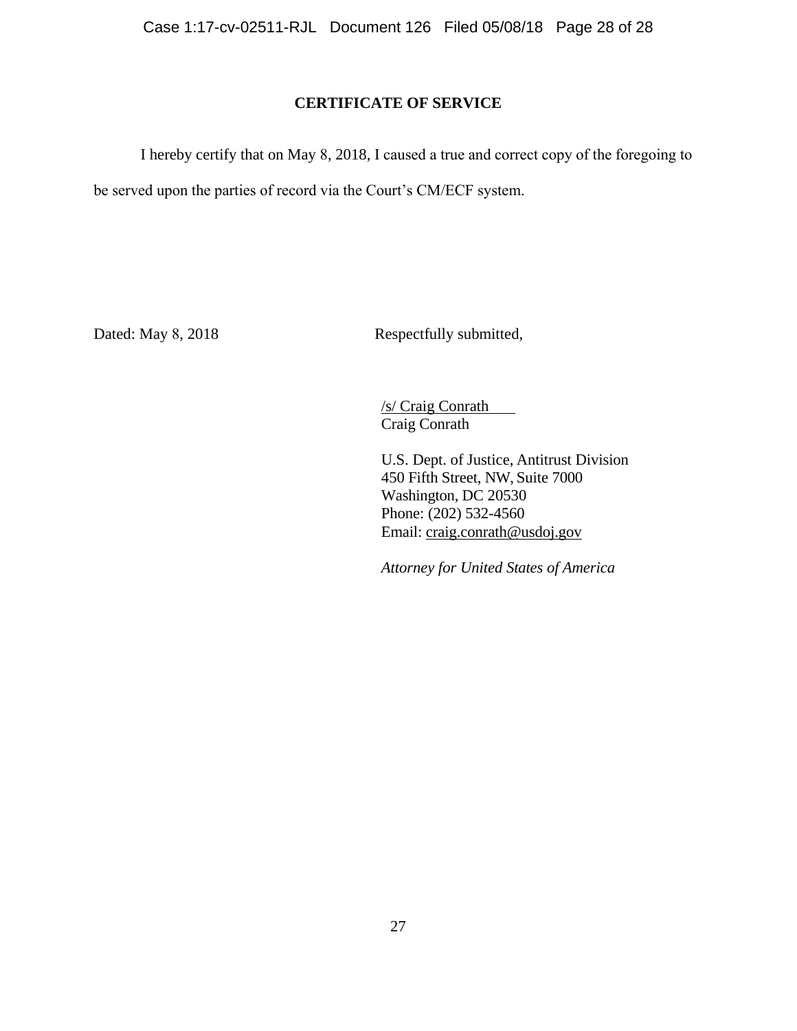## CERTIFICATE OF SERVICE

I hereby certify that on May 8, 2018, I caused a true and correct copy of the foregoing to be served upon the parties of record via the Court's CM/ECF system.

Dated: May 8, 2018

Respectfully submitted,

/s/ Craig Conrath
Craig Conrath

U.S. Dept. of Justice, Antitrust Division
450 Fifth Street, NW, Suite 7000
Washington, DC 20530
Phone: (202) 532-4560
Email: craig.conrath@usdoj.gov

*Attorney for United States of America*